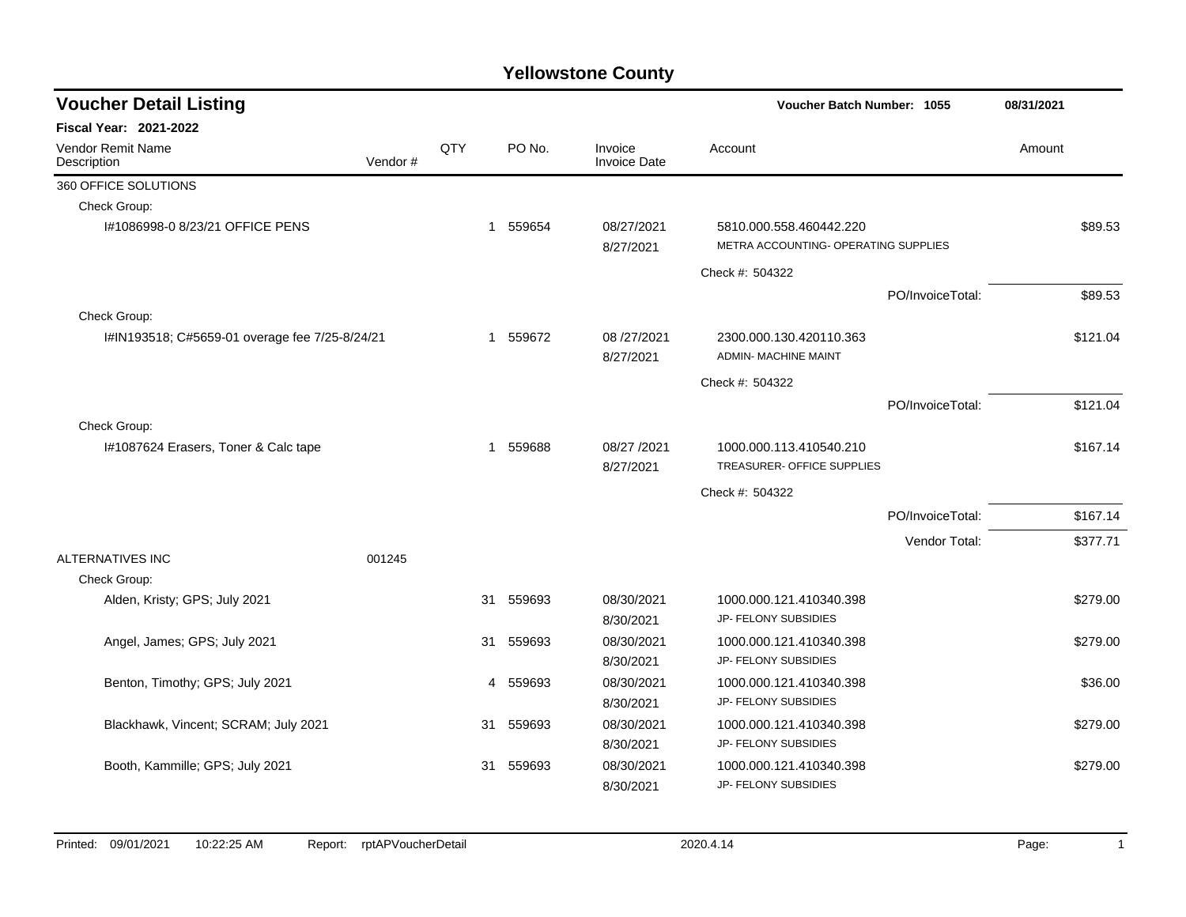# Yellowstone County

## Voucher Detail Listing

**Voucher Batch Number: 1055** — 08/31/2021

**Fiscal Year: 2021-2022**

| Vendor Remit Name / Description | Vendor # | QTY | PO No. | Invoice / Invoice Date | Account | Amount |
|---|---|---|---|---|---|---|
| 360 OFFICE SOLUTIONS | | | | | | |
| Check Group: | | | | | | |
| I#1086998-0 8/23/21 OFFICE PENS | | 1 | 559654 | 08/27/2021 8/27/2021 | 5810.000.558.460442.220 METRA ACCOUNTING- OPERATING SUPPLIES | $89.53 |
| | | | | | Check #: 504322 | |
| | | | | | PO/InvoiceTotal: | $89.53 |
| Check Group: | | | | | | |
| I#IN193518; C#5659-01 overage fee 7/25-8/24/21 | | 1 | 559672 | 08 /27/2021 8/27/2021 | 2300.000.130.420110.363 ADMIN- MACHINE MAINT | $121.04 |
| | | | | | Check #: 504322 | |
| | | | | | PO/InvoiceTotal: | $121.04 |
| Check Group: | | | | | | |
| I#1087624 Erasers, Toner & Calc tape | | 1 | 559688 | 08/27 /2021 8/27/2021 | 1000.000.113.410540.210 TREASURER- OFFICE SUPPLIES | $167.14 |
| | | | | | Check #: 504322 | |
| | | | | | PO/InvoiceTotal: | $167.14 |
| | | | | | Vendor Total: | $377.71 |
| ALTERNATIVES INC | 001245 | | | | | |
| Check Group: | | | | | | |
| Alden, Kristy; GPS; July 2021 | | 31 | 559693 | 08/30/2021 8/30/2021 | 1000.000.121.410340.398 JP- FELONY SUBSIDIES | $279.00 |
| Angel, James; GPS; July 2021 | | 31 | 559693 | 08/30/2021 8/30/2021 | 1000.000.121.410340.398 JP- FELONY SUBSIDIES | $279.00 |
| Benton, Timothy; GPS; July 2021 | | 4 | 559693 | 08/30/2021 8/30/2021 | 1000.000.121.410340.398 JP- FELONY SUBSIDIES | $36.00 |
| Blackhawk, Vincent; SCRAM; July 2021 | | 31 | 559693 | 08/30/2021 8/30/2021 | 1000.000.121.410340.398 JP- FELONY SUBSIDIES | $279.00 |
| Booth, Kammille; GPS; July 2021 | | 31 | 559693 | 08/30/2021 8/30/2021 | 1000.000.121.410340.398 JP- FELONY SUBSIDIES | $279.00 |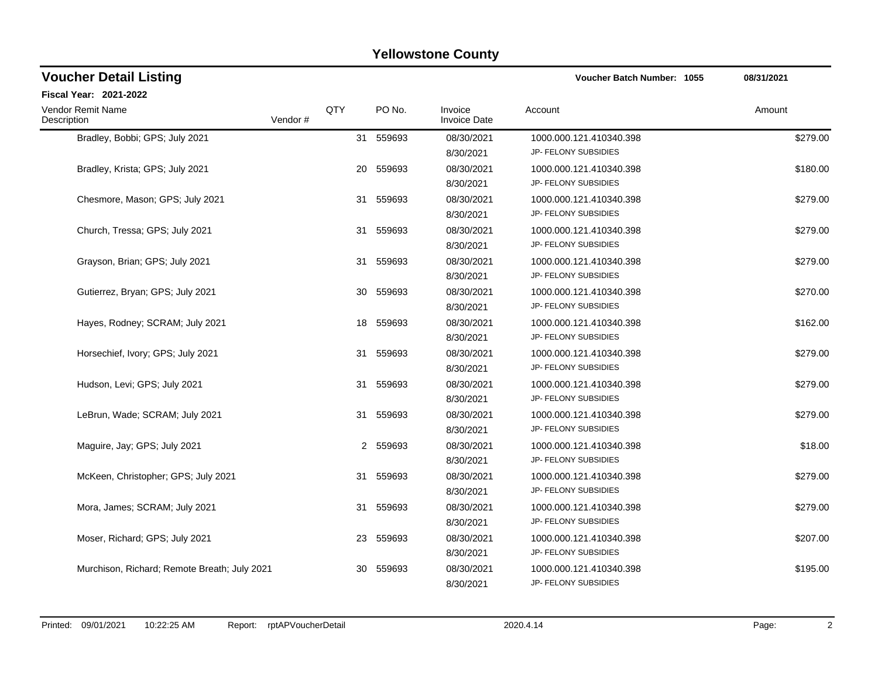# Yellowstone County

## Voucher Detail Listing

**Voucher Batch Number: 1055** 08/31/2021

**Fiscal Year: 2021-2022**

| Vendor Remit Name / Description | Vendor # | QTY | PO No. | Invoice / Invoice Date | Account | Amount |
|---|---|---|---|---|---|---|
| Bradley, Bobbi; GPS; July 2021 | | 31 | 559693 | 08/30/2021<br>8/30/2021 | 1000.000.121.410340.398<br>JP- FELONY SUBSIDIES | $279.00 |
| Bradley, Krista; GPS; July 2021 | | 20 | 559693 | 08/30/2021<br>8/30/2021 | 1000.000.121.410340.398<br>JP- FELONY SUBSIDIES | $180.00 |
| Chesmore, Mason; GPS; July 2021 | | 31 | 559693 | 08/30/2021<br>8/30/2021 | 1000.000.121.410340.398<br>JP- FELONY SUBSIDIES | $279.00 |
| Church, Tressa; GPS; July 2021 | | 31 | 559693 | 08/30/2021<br>8/30/2021 | 1000.000.121.410340.398<br>JP- FELONY SUBSIDIES | $279.00 |
| Grayson, Brian; GPS; July 2021 | | 31 | 559693 | 08/30/2021<br>8/30/2021 | 1000.000.121.410340.398<br>JP- FELONY SUBSIDIES | $279.00 |
| Gutierrez, Bryan; GPS; July 2021 | | 30 | 559693 | 08/30/2021<br>8/30/2021 | 1000.000.121.410340.398<br>JP- FELONY SUBSIDIES | $270.00 |
| Hayes, Rodney; SCRAM; July 2021 | | 18 | 559693 | 08/30/2021<br>8/30/2021 | 1000.000.121.410340.398<br>JP- FELONY SUBSIDIES | $162.00 |
| Horsechief, Ivory; GPS; July 2021 | | 31 | 559693 | 08/30/2021<br>8/30/2021 | 1000.000.121.410340.398<br>JP- FELONY SUBSIDIES | $279.00 |
| Hudson, Levi; GPS; July 2021 | | 31 | 559693 | 08/30/2021<br>8/30/2021 | 1000.000.121.410340.398<br>JP- FELONY SUBSIDIES | $279.00 |
| LeBrun, Wade; SCRAM; July 2021 | | 31 | 559693 | 08/30/2021<br>8/30/2021 | 1000.000.121.410340.398<br>JP- FELONY SUBSIDIES | $279.00 |
| Maguire, Jay; GPS; July 2021 | | 2 | 559693 | 08/30/2021<br>8/30/2021 | 1000.000.121.410340.398<br>JP- FELONY SUBSIDIES | $18.00 |
| McKeen, Christopher; GPS; July 2021 | | 31 | 559693 | 08/30/2021<br>8/30/2021 | 1000.000.121.410340.398<br>JP- FELONY SUBSIDIES | $279.00 |
| Mora, James; SCRAM; July 2021 | | 31 | 559693 | 08/30/2021<br>8/30/2021 | 1000.000.121.410340.398<br>JP- FELONY SUBSIDIES | $279.00 |
| Moser, Richard; GPS; July 2021 | | 23 | 559693 | 08/30/2021<br>8/30/2021 | 1000.000.121.410340.398<br>JP- FELONY SUBSIDIES | $207.00 |
| Murchison, Richard; Remote Breath; July 2021 | | 30 | 559693 | 08/30/2021<br>8/30/2021 | 1000.000.121.410340.398<br>JP- FELONY SUBSIDIES | $195.00 |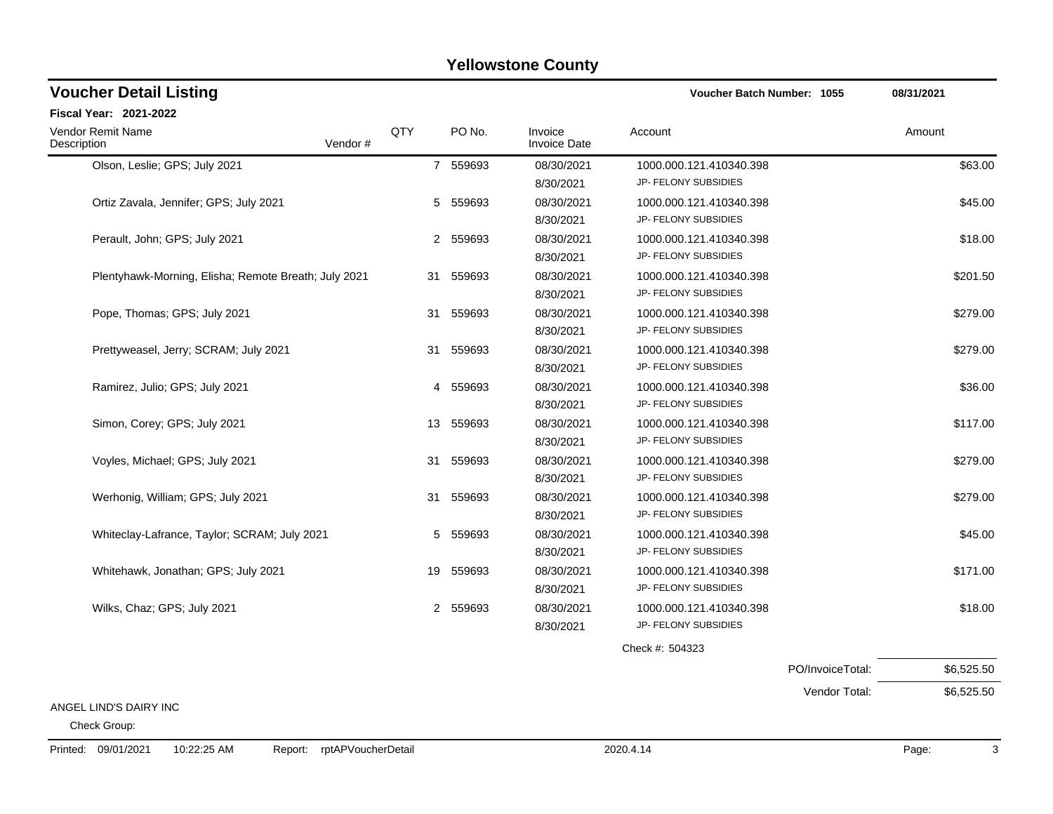# Yellowstone County

## Voucher Detail Listing

**Voucher Batch Number: 1055** — 08/31/2021

**Fiscal Year: 2021-2022**

| Vendor Remit Name / Description | Vendor # | QTY | PO No. | Invoice / Invoice Date | Account | Amount |
|---|---|---|---|---|---|---|
| Olson, Leslie; GPS; July 2021 | | 7 | 559693 | 08/30/2021<br>8/30/2021 | 1000.000.121.410340.398<br>JP- FELONY SUBSIDIES | $63.00 |
| Ortiz Zavala, Jennifer; GPS; July 2021 | | 5 | 559693 | 08/30/2021<br>8/30/2021 | 1000.000.121.410340.398<br>JP- FELONY SUBSIDIES | $45.00 |
| Perault, John; GPS; July 2021 | | 2 | 559693 | 08/30/2021<br>8/30/2021 | 1000.000.121.410340.398<br>JP- FELONY SUBSIDIES | $18.00 |
| Plentyhawk-Morning, Elisha; Remote Breath; July 2021 | | 31 | 559693 | 08/30/2021<br>8/30/2021 | 1000.000.121.410340.398<br>JP- FELONY SUBSIDIES | $201.50 |
| Pope, Thomas; GPS; July 2021 | | 31 | 559693 | 08/30/2021<br>8/30/2021 | 1000.000.121.410340.398<br>JP- FELONY SUBSIDIES | $279.00 |
| Prettyweasel, Jerry; SCRAM; July 2021 | | 31 | 559693 | 08/30/2021<br>8/30/2021 | 1000.000.121.410340.398<br>JP- FELONY SUBSIDIES | $279.00 |
| Ramirez, Julio; GPS; July 2021 | | 4 | 559693 | 08/30/2021<br>8/30/2021 | 1000.000.121.410340.398<br>JP- FELONY SUBSIDIES | $36.00 |
| Simon, Corey; GPS; July 2021 | | 13 | 559693 | 08/30/2021<br>8/30/2021 | 1000.000.121.410340.398<br>JP- FELONY SUBSIDIES | $117.00 |
| Voyles, Michael; GPS; July 2021 | | 31 | 559693 | 08/30/2021<br>8/30/2021 | 1000.000.121.410340.398<br>JP- FELONY SUBSIDIES | $279.00 |
| Werhonig, William; GPS; July 2021 | | 31 | 559693 | 08/30/2021<br>8/30/2021 | 1000.000.121.410340.398<br>JP- FELONY SUBSIDIES | $279.00 |
| Whiteclay-Lafrance, Taylor; SCRAM; July 2021 | | 5 | 559693 | 08/30/2021<br>8/30/2021 | 1000.000.121.410340.398<br>JP- FELONY SUBSIDIES | $45.00 |
| Whitehawk, Jonathan; GPS; July 2021 | | 19 | 559693 | 08/30/2021<br>8/30/2021 | 1000.000.121.410340.398<br>JP- FELONY SUBSIDIES | $171.00 |
| Wilks, Chaz; GPS; July 2021 | | 2 | 559693 | 08/30/2021<br>8/30/2021 | 1000.000.121.410340.398<br>JP- FELONY SUBSIDIES | $18.00 |

Check #: 504323

PO/InvoiceTotal: $6,525.50

Vendor Total: $6,525.50

ANGEL LIND'S DAIRY INC

Check Group: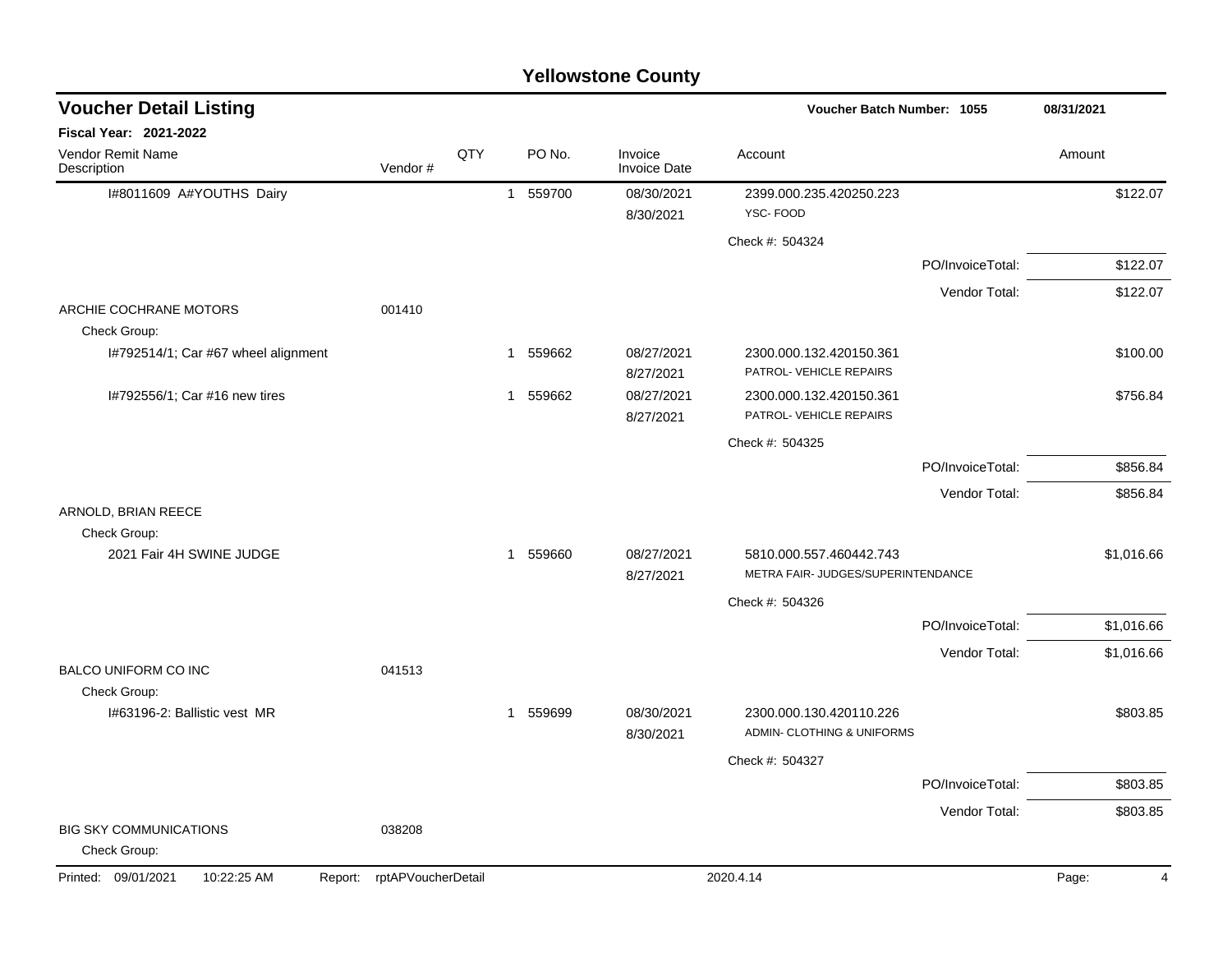# Yellowstone County

## Voucher Detail Listing

**Voucher Batch Number: 1055** — 08/31/2021

**Fiscal Year: 2021-2022**

| Vendor Remit Name / Description | Vendor # | QTY | PO No. | Invoice / Invoice Date | Account | Amount |
|---|---|---|---|---|---|---|
| I#8011609 A#YOUTHS Dairy | | 1 | 559700 | 08/30/2021<br>8/30/2021 | 2399.000.235.420250.223<br>YSC- FOOD | $122.07 |
| | | | | | Check #: 504324 | |
| | | | | | PO/InvoiceTotal: | $122.07 |
| | | | | | Vendor Total: | $122.07 |
| ARCHIE COCHRANE MOTORS | 001410 | | | | | |
| Check Group: | | | | | | |
| I#792514/1; Car #67 wheel alignment | | 1 | 559662 | 08/27/2021<br>8/27/2021 | 2300.000.132.420150.361<br>PATROL- VEHICLE REPAIRS | $100.00 |
| I#792556/1; Car #16 new tires | | 1 | 559662 | 08/27/2021<br>8/27/2021 | 2300.000.132.420150.361<br>PATROL- VEHICLE REPAIRS | $756.84 |
| | | | | | Check #: 504325 | |
| | | | | | PO/InvoiceTotal: | $856.84 |
| | | | | | Vendor Total: | $856.84 |
| ARNOLD, BRIAN REECE | | | | | | |
| Check Group: | | | | | | |
| 2021 Fair 4H SWINE JUDGE | | 1 | 559660 | 08/27/2021<br>8/27/2021 | 5810.000.557.460442.743<br>METRA FAIR- JUDGES/SUPERINTENDANCE | $1,016.66 |
| | | | | | Check #: 504326 | |
| | | | | | PO/InvoiceTotal: | $1,016.66 |
| | | | | | Vendor Total: | $1,016.66 |
| BALCO UNIFORM CO INC | 041513 | | | | | |
| Check Group: | | | | | | |
| I#63196-2: Ballistic vest MR | | 1 | 559699 | 08/30/2021<br>8/30/2021 | 2300.000.130.420110.226<br>ADMIN- CLOTHING & UNIFORMS | $803.85 |
| | | | | | Check #: 504327 | |
| | | | | | PO/InvoiceTotal: | $803.85 |
| | | | | | Vendor Total: | $803.85 |
| BIG SKY COMMUNICATIONS | 038208 | | | | | |
| Check Group: | | | | | | |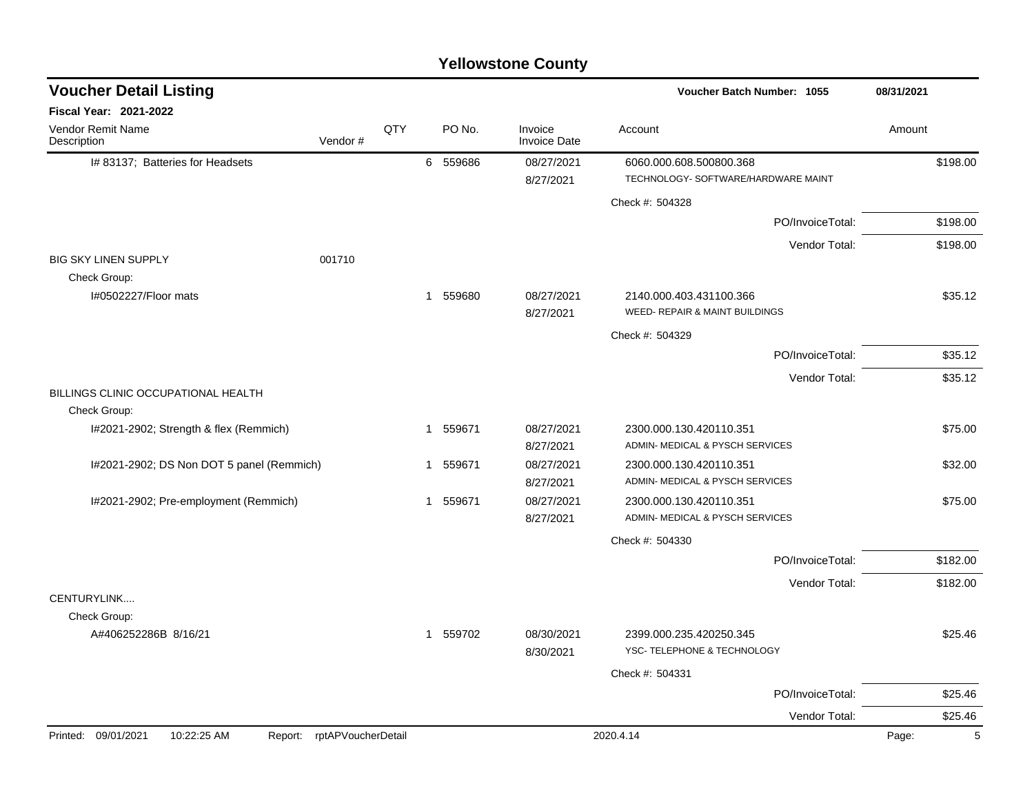# Yellowstone County

## Voucher Detail Listing

**Voucher Batch Number: 1055** — 08/31/2021

**Fiscal Year: 2021-2022**

| Vendor Remit Name / Description | Vendor # | QTY | PO No. | Invoice / Invoice Date | Account | Amount |
|---|---|---|---|---|---|---|
| I# 83137; Batteries for Headsets | | 6 | 559686 | 08/27/2021<br>8/27/2021 | 6060.000.608.500800.368<br>TECHNOLOGY- SOFTWARE/HARDWARE MAINT | $198.00 |
| | | | | | Check #: 504328 | |
| | | | | | PO/InvoiceTotal: | $198.00 |
| | | | | | Vendor Total: | $198.00 |
| BIG SKY LINEN SUPPLY | 001710 | | | | | |
| Check Group: | | | | | | |
| I#0502227/Floor mats | | 1 | 559680 | 08/27/2021<br>8/27/2021 | 2140.000.403.431100.366<br>WEED- REPAIR & MAINT BUILDINGS | $35.12 |
| | | | | | Check #: 504329 | |
| | | | | | PO/InvoiceTotal: | $35.12 |
| | | | | | Vendor Total: | $35.12 |
| BILLINGS CLINIC OCCUPATIONAL HEALTH | | | | | | |
| Check Group: | | | | | | |
| I#2021-2902; Strength & flex (Remmich) | | 1 | 559671 | 08/27/2021<br>8/27/2021 | 2300.000.130.420110.351<br>ADMIN- MEDICAL & PYSCH SERVICES | $75.00 |
| I#2021-2902; DS Non DOT 5 panel (Remmich) | | 1 | 559671 | 08/27/2021<br>8/27/2021 | 2300.000.130.420110.351<br>ADMIN- MEDICAL & PYSCH SERVICES | $32.00 |
| I#2021-2902; Pre-employment (Remmich) | | 1 | 559671 | 08/27/2021<br>8/27/2021 | 2300.000.130.420110.351<br>ADMIN- MEDICAL & PYSCH SERVICES | $75.00 |
| | | | | | Check #: 504330 | |
| | | | | | PO/InvoiceTotal: | $182.00 |
| | | | | | Vendor Total: | $182.00 |
| CENTURYLINK.... | | | | | | |
| Check Group: | | | | | | |
| A#406252286B 8/16/21 | | 1 | 559702 | 08/30/2021<br>8/30/2021 | 2399.000.235.420250.345<br>YSC- TELEPHONE & TECHNOLOGY | $25.46 |
| | | | | | Check #: 504331 | |
| | | | | | PO/InvoiceTotal: | $25.46 |
| | | | | | Vendor Total: | $25.46 |

Printed: 09/01/2021 10:22:25 AM Report: rptAPVoucherDetail 2020.4.14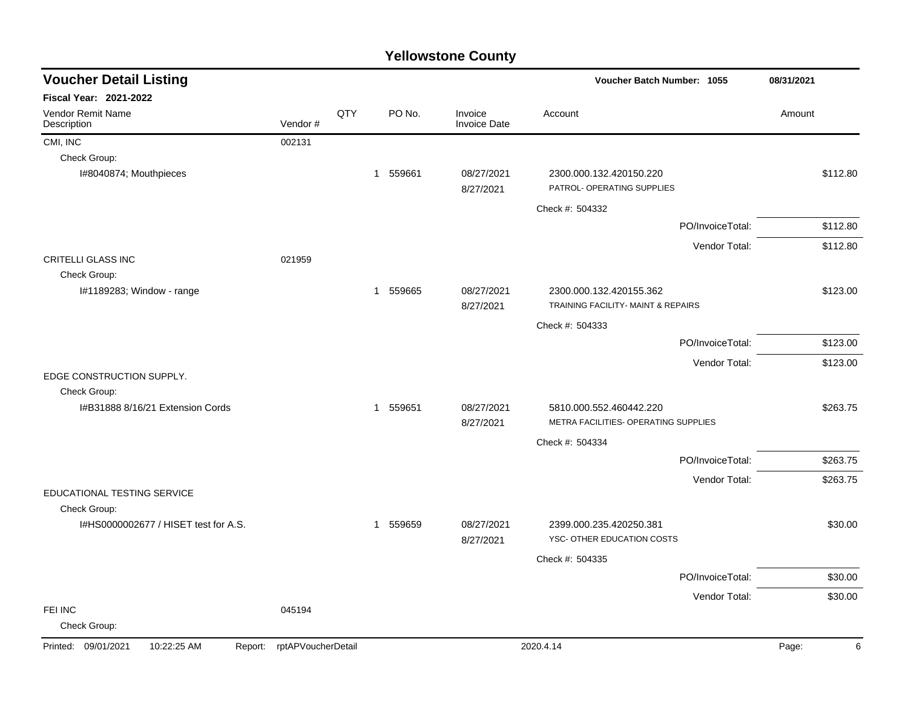# Yellowstone County

## Voucher Detail Listing

**Voucher Batch Number: 1055** 08/31/2021

**Fiscal Year: 2021-2022**

| Vendor Remit Name / Description | Vendor # | QTY | PO No. | Invoice / Invoice Date | Account | Amount |
|---|---|---|---|---|---|---|
| CMI, INC | 002131 | | | | | |
| Check Group: | | | | | | |
| I#8040874; Mouthpieces | | 1 | 559661 | 08/27/2021<br>8/27/2021 | 2300.000.132.420150.220<br>PATROL- OPERATING SUPPLIES | $112.80 |
| | | | | | Check #: 504332 | |
| | | | | | PO/InvoiceTotal: | $112.80 |
| | | | | | Vendor Total: | $112.80 |
| CRITELLI GLASS INC | 021959 | | | | | |
| Check Group: | | | | | | |
| I#1189283; Window - range | | 1 | 559665 | 08/27/2021<br>8/27/2021 | 2300.000.132.420155.362<br>TRAINING FACILITY- MAINT & REPAIRS | $123.00 |
| | | | | | Check #: 504333 | |
| | | | | | PO/InvoiceTotal: | $123.00 |
| | | | | | Vendor Total: | $123.00 |
| EDGE CONSTRUCTION SUPPLY. | | | | | | |
| Check Group: | | | | | | |
| I#B31888 8/16/21 Extension Cords | | 1 | 559651 | 08/27/2021<br>8/27/2021 | 5810.000.552.460442.220<br>METRA FACILITIES- OPERATING SUPPLIES | $263.75 |
| | | | | | Check #: 504334 | |
| | | | | | PO/InvoiceTotal: | $263.75 |
| | | | | | Vendor Total: | $263.75 |
| EDUCATIONAL TESTING SERVICE | | | | | | |
| Check Group: | | | | | | |
| I#HS0000002677 / HISET test for A.S. | | 1 | 559659 | 08/27/2021<br>8/27/2021 | 2399.000.235.420250.381<br>YSC- OTHER EDUCATION COSTS | $30.00 |
| | | | | | Check #: 504335 | |
| | | | | | PO/InvoiceTotal: | $30.00 |
| | | | | | Vendor Total: | $30.00 |
| FEI INC | 045194 | | | | | |
| Check Group: | | | | | | |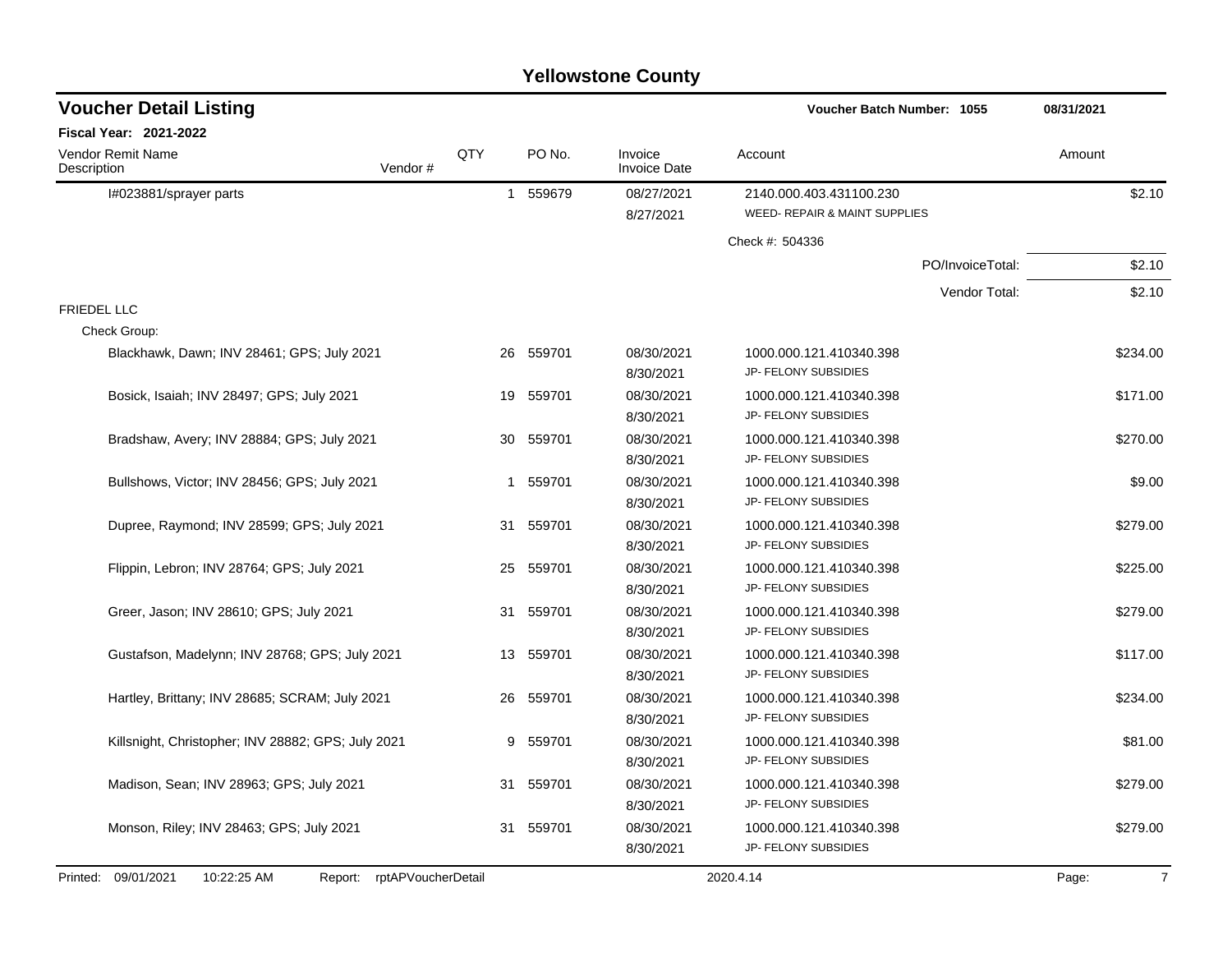# Yellowstone County

## Voucher Detail Listing

**Voucher Batch Number: 1055** 08/31/2021

**Fiscal Year: 2021-2022**

| Vendor Remit Name / Description | Vendor # | QTY | PO No. | Invoice / Invoice Date | Account | Amount |
|---|---|---|---|---|---|---|
| I#023881/sprayer parts | | 1 | 559679 | 08/27/2021<br>8/27/2021 | 2140.000.403.431100.230<br>WEED- REPAIR & MAINT SUPPLIES | $2.10 |
| | | | | | Check #: 504336 | |
| | | | | | PO/InvoiceTotal: | $2.10 |
| | | | | | Vendor Total: | $2.10 |
| **FRIEDEL LLC** | | | | | | |
| Check Group: | | | | | | |
| Blackhawk, Dawn; INV 28461; GPS; July 2021 | | 26 | 559701 | 08/30/2021<br>8/30/2021 | 1000.000.121.410340.398<br>JP- FELONY SUBSIDIES | $234.00 |
| Bosick, Isaiah; INV 28497; GPS; July 2021 | | 19 | 559701 | 08/30/2021<br>8/30/2021 | 1000.000.121.410340.398<br>JP- FELONY SUBSIDIES | $171.00 |
| Bradshaw, Avery; INV 28884; GPS; July 2021 | | 30 | 559701 | 08/30/2021<br>8/30/2021 | 1000.000.121.410340.398<br>JP- FELONY SUBSIDIES | $270.00 |
| Bullshows, Victor; INV 28456; GPS; July 2021 | | 1 | 559701 | 08/30/2021<br>8/30/2021 | 1000.000.121.410340.398<br>JP- FELONY SUBSIDIES | $9.00 |
| Dupree, Raymond; INV 28599; GPS; July 2021 | | 31 | 559701 | 08/30/2021<br>8/30/2021 | 1000.000.121.410340.398<br>JP- FELONY SUBSIDIES | $279.00 |
| Flippin, Lebron; INV 28764; GPS; July 2021 | | 25 | 559701 | 08/30/2021<br>8/30/2021 | 1000.000.121.410340.398<br>JP- FELONY SUBSIDIES | $225.00 |
| Greer, Jason; INV 28610; GPS; July 2021 | | 31 | 559701 | 08/30/2021<br>8/30/2021 | 1000.000.121.410340.398<br>JP- FELONY SUBSIDIES | $279.00 |
| Gustafson, Madelynn; INV 28768; GPS; July 2021 | | 13 | 559701 | 08/30/2021<br>8/30/2021 | 1000.000.121.410340.398<br>JP- FELONY SUBSIDIES | $117.00 |
| Hartley, Brittany; INV 28685; SCRAM; July 2021 | | 26 | 559701 | 08/30/2021<br>8/30/2021 | 1000.000.121.410340.398<br>JP- FELONY SUBSIDIES | $234.00 |
| Killsnight, Christopher; INV 28882; GPS; July 2021 | | 9 | 559701 | 08/30/2021<br>8/30/2021 | 1000.000.121.410340.398<br>JP- FELONY SUBSIDIES | $81.00 |
| Madison, Sean; INV 28963; GPS; July 2021 | | 31 | 559701 | 08/30/2021<br>8/30/2021 | 1000.000.121.410340.398<br>JP- FELONY SUBSIDIES | $279.00 |
| Monson, Riley; INV 28463; GPS; July 2021 | | 31 | 559701 | 08/30/2021<br>8/30/2021 | 1000.000.121.410340.398<br>JP- FELONY SUBSIDIES | $279.00 |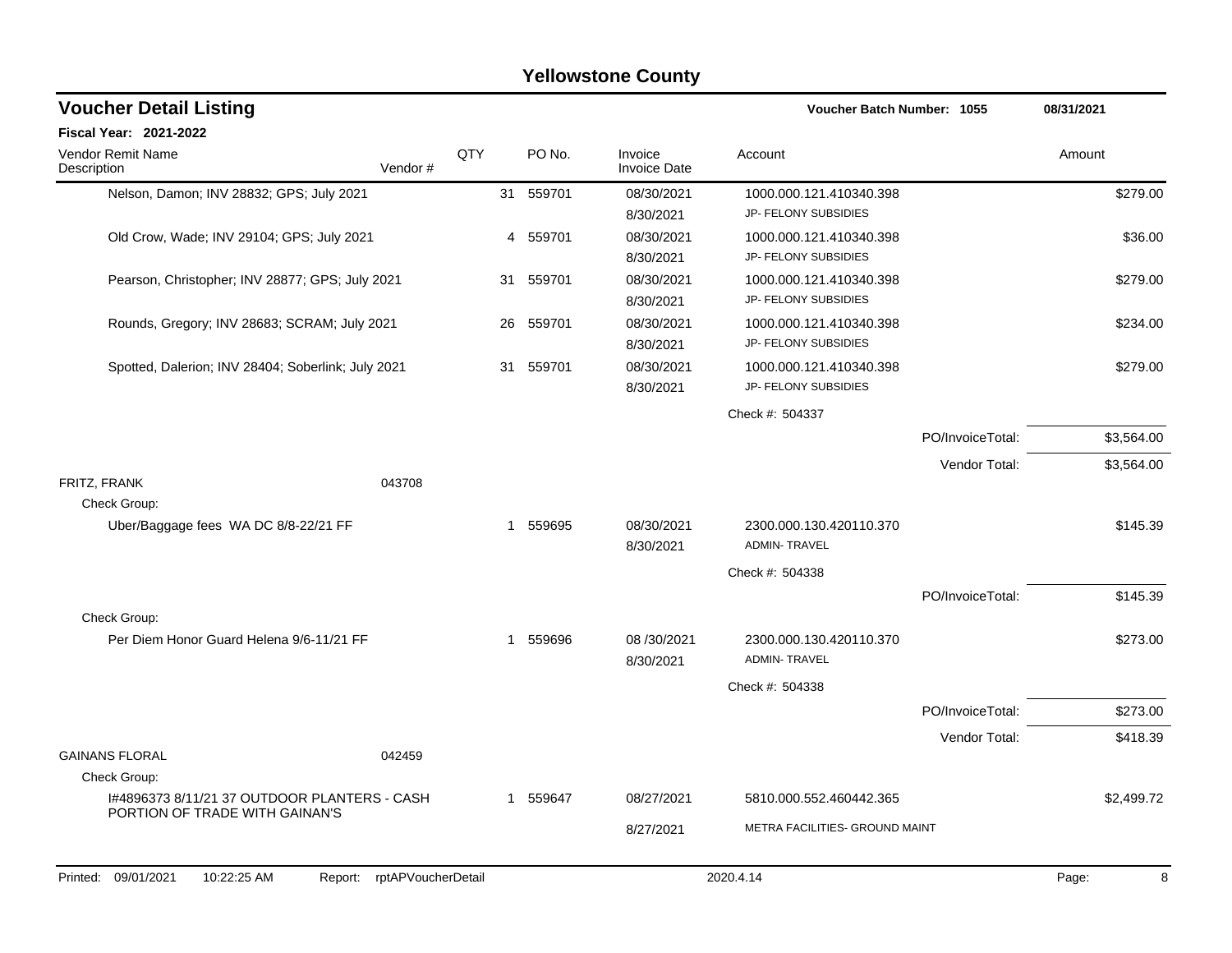# Yellowstone County

## Voucher Detail Listing

**Voucher Batch Number: 1055** — 08/31/2021

**Fiscal Year: 2021-2022**

| Vendor Remit Name / Description | Vendor # | QTY | PO No. | Invoice / Invoice Date | Account | Amount |
|---|---|---|---|---|---|---|
| Nelson, Damon; INV 28832; GPS; July 2021 | | 31 | 559701 | 08/30/2021<br>8/30/2021 | 1000.000.121.410340.398<br>JP- FELONY SUBSIDIES | $279.00 |
| Old Crow, Wade; INV 29104; GPS; July 2021 | | 4 | 559701 | 08/30/2021<br>8/30/2021 | 1000.000.121.410340.398<br>JP- FELONY SUBSIDIES | $36.00 |
| Pearson, Christopher; INV 28877; GPS; July 2021 | | 31 | 559701 | 08/30/2021<br>8/30/2021 | 1000.000.121.410340.398<br>JP- FELONY SUBSIDIES | $279.00 |
| Rounds, Gregory; INV 28683; SCRAM; July 2021 | | 26 | 559701 | 08/30/2021<br>8/30/2021 | 1000.000.121.410340.398<br>JP- FELONY SUBSIDIES | $234.00 |
| Spotted, Dalerion; INV 28404; Soberlink; July 2021 | | 31 | 559701 | 08/30/2021<br>8/30/2021 | 1000.000.121.410340.398<br>JP- FELONY SUBSIDIES | $279.00 |
| | | | | | Check #: 504337 | |
| | | | | | PO/InvoiceTotal: | $3,564.00 |
| | | | | | Vendor Total: | $3,564.00 |
| FRITZ, FRANK | 043708 | | | | | |
| Check Group: | | | | | | |
| Uber/Baggage fees WA DC 8/8-22/21 FF | | 1 | 559695 | 08/30/2021<br>8/30/2021 | 2300.000.130.420110.370<br>ADMIN- TRAVEL | $145.39 |
| | | | | | Check #: 504338 | |
| | | | | | PO/InvoiceTotal: | $145.39 |
| Check Group: | | | | | | |
| Per Diem Honor Guard Helena 9/6-11/21 FF | | 1 | 559696 | 08 /30/2021<br>8/30/2021 | 2300.000.130.420110.370<br>ADMIN- TRAVEL | $273.00 |
| | | | | | Check #: 504338 | |
| | | | | | PO/InvoiceTotal: | $273.00 |
| | | | | | Vendor Total: | $418.39 |
| GAINANS FLORAL | 042459 | | | | | |
| Check Group: | | | | | | |
| I#4896373 8/11/21 37 OUTDOOR PLANTERS - CASH PORTION OF TRADE WITH GAINAN'S | | 1 | 559647 | 08/27/2021<br>8/27/2021 | 5810.000.552.460442.365<br>METRA FACILITIES- GROUND MAINT | $2,499.72 |

Printed: 09/01/2021 10:22:25 AM Report: rptAPVoucherDetail 2020.4.14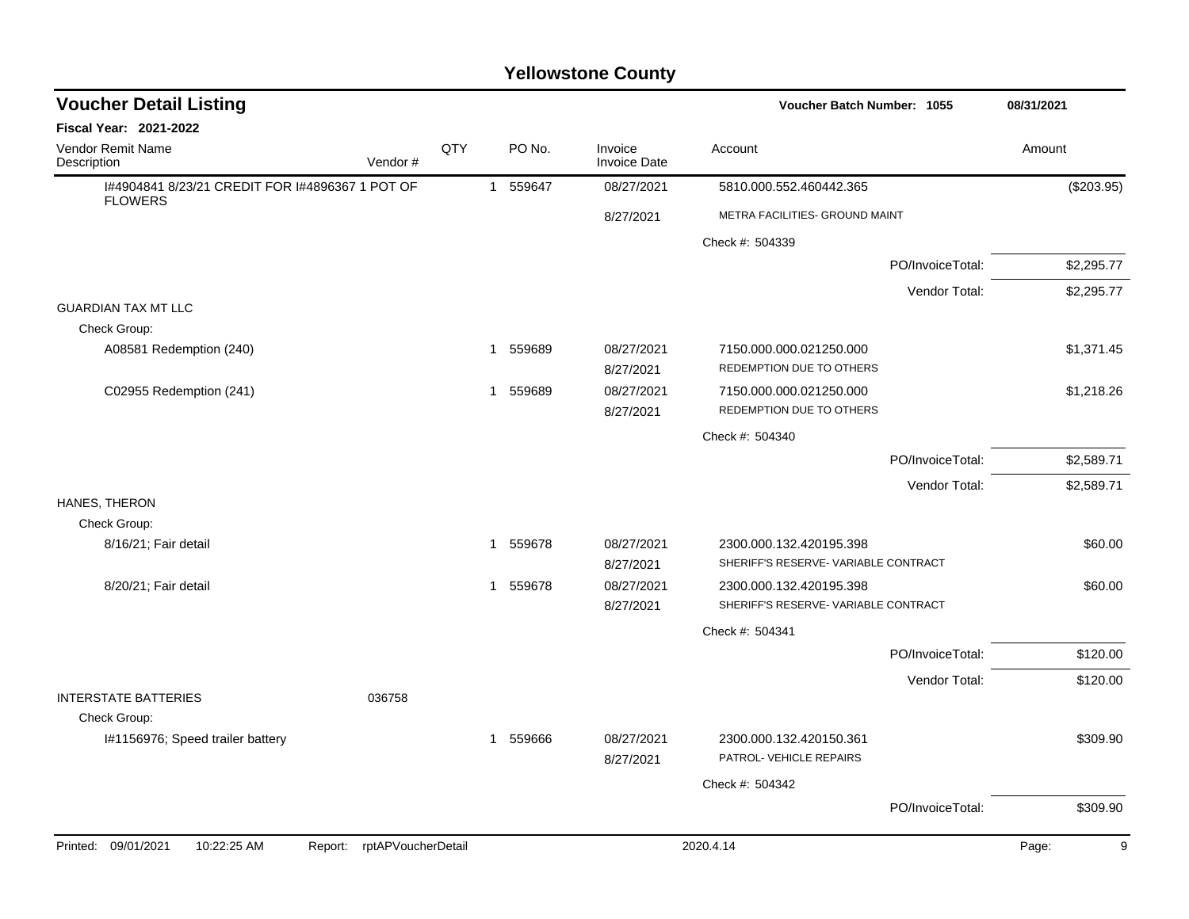# Yellowstone County

## Voucher Detail Listing

**Voucher Batch Number: 1055** — 08/31/2021

**Fiscal Year: 2021-2022**

| Vendor Remit Name / Description | Vendor # | QTY | PO No. | Invoice / Invoice Date | Account | Amount |
|---|---|---|---|---|---|---|
| I#4904841 8/23/21 CREDIT FOR I#4896367 1 POT OF FLOWERS | | 1 | 559647 | 08/27/2021<br>8/27/2021 | 5810.000.552.460442.365<br>METRA FACILITIES- GROUND MAINT | ($203.95) |
| | | | | | Check #: 504339 | |
| | | | | | PO/InvoiceTotal: | $2,295.77 |
| | | | | | Vendor Total: | $2,295.77 |
| GUARDIAN TAX MT LLC | | | | | | |
| Check Group: | | | | | | |
| A08581 Redemption (240) | | 1 | 559689 | 08/27/2021<br>8/27/2021 | 7150.000.000.021250.000<br>REDEMPTION DUE TO OTHERS | $1,371.45 |
| C02955 Redemption (241) | | 1 | 559689 | 08/27/2021<br>8/27/2021 | 7150.000.000.021250.000<br>REDEMPTION DUE TO OTHERS | $1,218.26 |
| | | | | | Check #: 504340 | |
| | | | | | PO/InvoiceTotal: | $2,589.71 |
| | | | | | Vendor Total: | $2,589.71 |
| HANES, THERON | | | | | | |
| Check Group: | | | | | | |
| 8/16/21; Fair detail | | 1 | 559678 | 08/27/2021<br>8/27/2021 | 2300.000.132.420195.398<br>SHERIFF'S RESERVE- VARIABLE CONTRACT | $60.00 |
| 8/20/21; Fair detail | | 1 | 559678 | 08/27/2021<br>8/27/2021 | 2300.000.132.420195.398<br>SHERIFF'S RESERVE- VARIABLE CONTRACT | $60.00 |
| | | | | | Check #: 504341 | |
| | | | | | PO/InvoiceTotal: | $120.00 |
| | | | | | Vendor Total: | $120.00 |
| INTERSTATE BATTERIES | 036758 | | | | | |
| Check Group: | | | | | | |
| I#1156976; Speed trailer battery | | 1 | 559666 | 08/27/2021<br>8/27/2021 | 2300.000.132.420150.361<br>PATROL- VEHICLE REPAIRS | $309.90 |
| | | | | | Check #: 504342 | |
| | | | | | PO/InvoiceTotal: | $309.90 |

Printed: 09/01/2021 10:22:25 AM Report: rptAPVoucherDetail 2020.4.14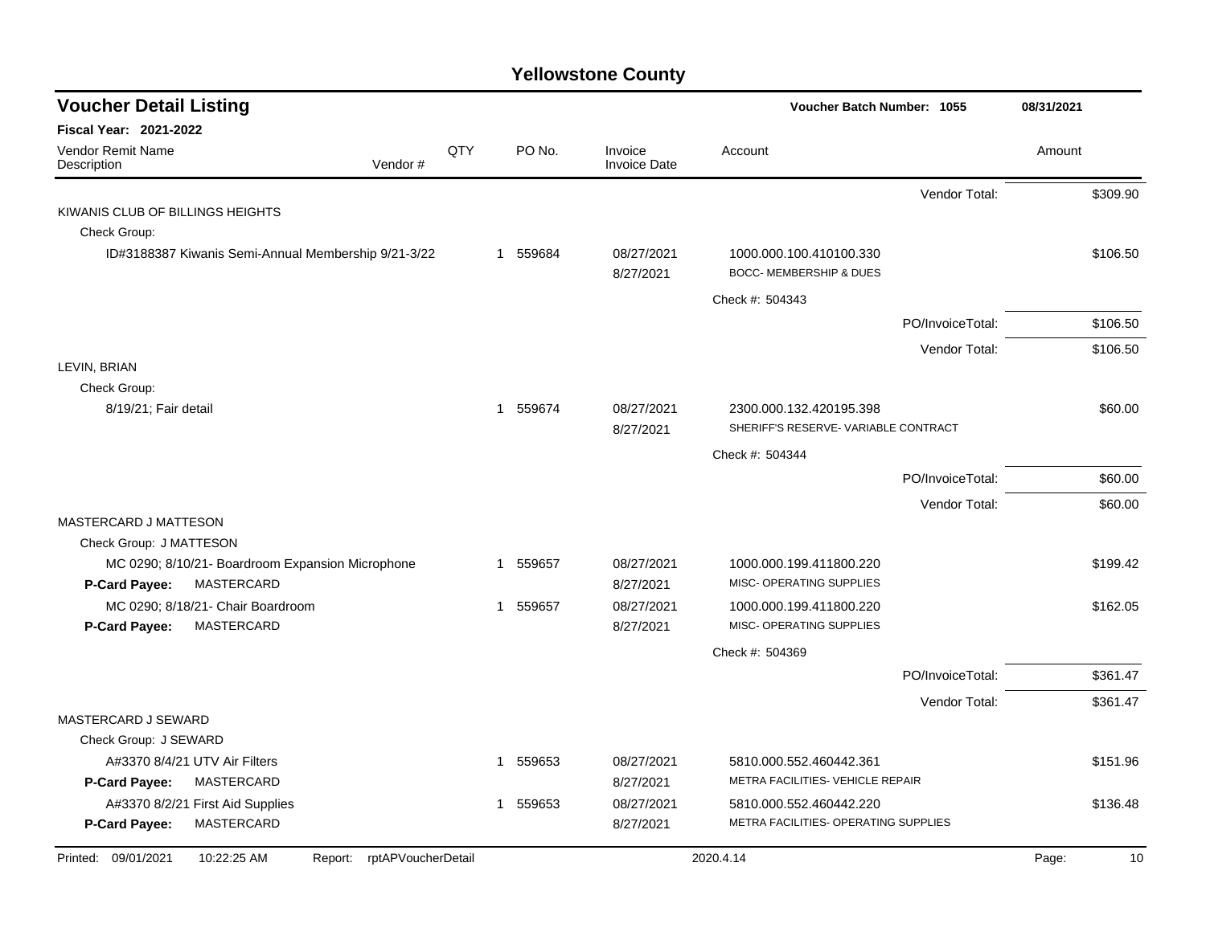# Yellowstone County

## Voucher Detail Listing

**Voucher Batch Number: 1055** — 08/31/2021

**Fiscal Year: 2021-2022**

| Vendor Remit Name / Description | Vendor # | QTY | PO No. | Invoice / Invoice Date | Account | Amount |
|---|---|---|---|---|---|---|
| | | | | | Vendor Total: | $309.90 |
| KIWANIS CLUB OF BILLINGS HEIGHTS | | | | | | |
| Check Group: | | | | | | |
| ID#3188387 Kiwanis Semi-Annual Membership 9/21-3/22 | | 1 | 559684 | 08/27/2021 8/27/2021 | 1000.000.100.410100.330 BOCC- MEMBERSHIP & DUES | $106.50 |
| | | | | | Check #: 504343 | |
| | | | | | PO/InvoiceTotal: | $106.50 |
| | | | | | Vendor Total: | $106.50 |
| LEVIN, BRIAN | | | | | | |
| Check Group: | | | | | | |
| 8/19/21; Fair detail | | 1 | 559674 | 08/27/2021 8/27/2021 | 2300.000.132.420195.398 SHERIFF'S RESERVE- VARIABLE CONTRACT | $60.00 |
| | | | | | Check #: 504344 | |
| | | | | | PO/InvoiceTotal: | $60.00 |
| | | | | | Vendor Total: | $60.00 |
| MASTERCARD J MATTESON | | | | | | |
| Check Group: J MATTESON | | | | | | |
| MC 0290; 8/10/21- Boardroom Expansion Microphone **P-Card Payee:** MASTERCARD | | 1 | 559657 | 08/27/2021 8/27/2021 | 1000.000.199.411800.220 MISC- OPERATING SUPPLIES | $199.42 |
| MC 0290; 8/18/21- Chair Boardroom **P-Card Payee:** MASTERCARD | | 1 | 559657 | 08/27/2021 8/27/2021 | 1000.000.199.411800.220 MISC- OPERATING SUPPLIES | $162.05 |
| | | | | | Check #: 504369 | |
| | | | | | PO/InvoiceTotal: | $361.47 |
| | | | | | Vendor Total: | $361.47 |
| MASTERCARD J SEWARD | | | | | | |
| Check Group: J SEWARD | | | | | | |
| A#3370 8/4/21 UTV Air Filters **P-Card Payee:** MASTERCARD | | 1 | 559653 | 08/27/2021 8/27/2021 | 5810.000.552.460442.361 METRA FACILITIES- VEHICLE REPAIR | $151.96 |
| A#3370 8/2/21 First Aid Supplies **P-Card Payee:** MASTERCARD | | 1 | 559653 | 08/27/2021 8/27/2021 | 5810.000.552.460442.220 METRA FACILITIES- OPERATING SUPPLIES | $136.48 |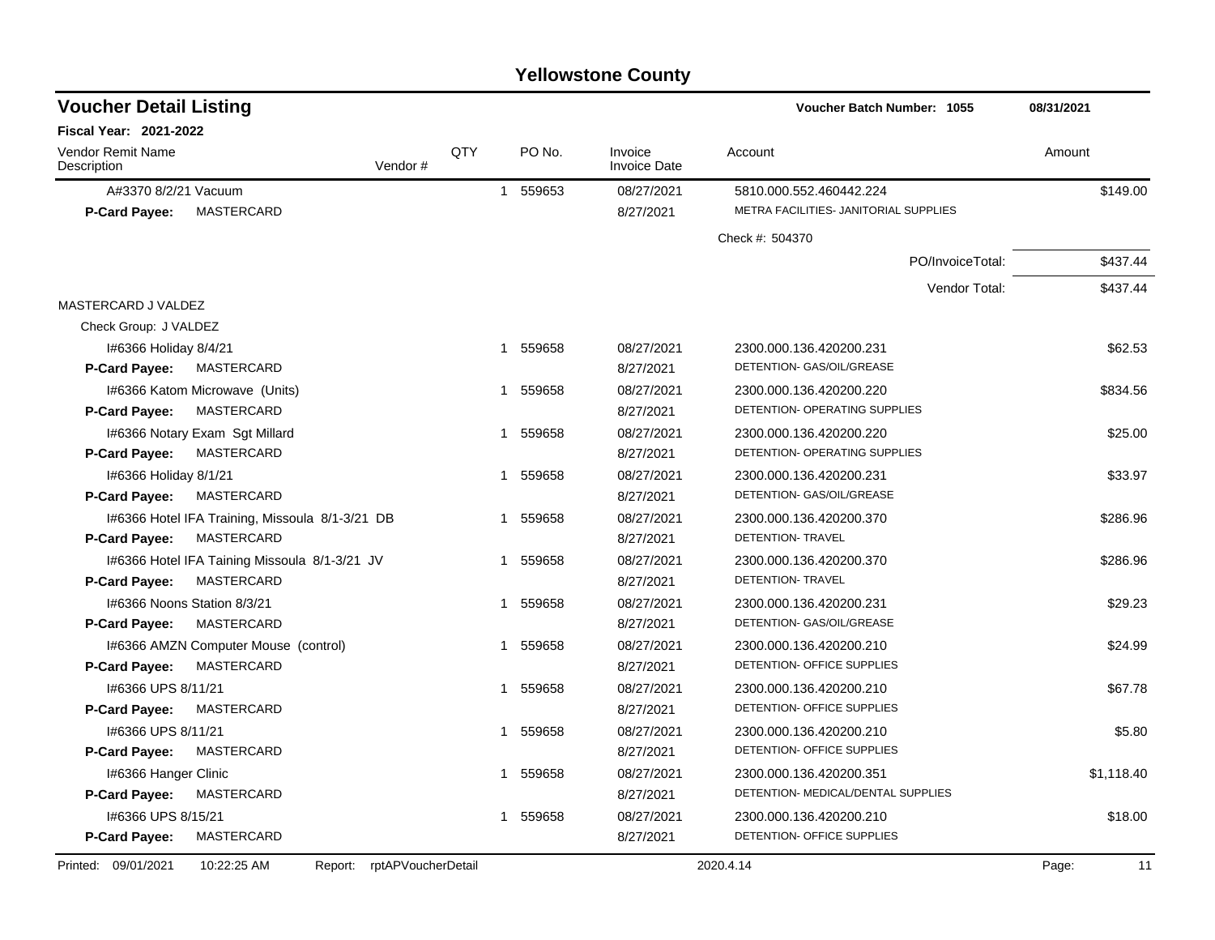# Yellowstone County

## Voucher Detail Listing

**Voucher Batch Number: 1055** 08/31/2021

**Fiscal Year: 2021-2022**

| Vendor Remit Name / Description | Vendor # | QTY | PO No. | Invoice / Invoice Date | Account | Amount |
|---|---|---|---|---|---|---|
| A#3370 8/2/21 Vacuum | | 1 | 559653 | 08/27/2021 | 5810.000.552.460442.224 | $149.00 |
| **P-Card Payee:** MASTERCARD | | | | 8/27/2021 | METRA FACILITIES- JANITORIAL SUPPLIES | |
| | | | | | Check #: 504370 | |
| | | | | | PO/InvoiceTotal: | $437.44 |
| | | | | | Vendor Total: | $437.44 |
| MASTERCARD J VALDEZ | | | | | | |
| Check Group: J VALDEZ | | | | | | |
| I#6366 Holiday 8/4/21 | | 1 | 559658 | 08/27/2021 | 2300.000.136.420200.231 | $62.53 |
| **P-Card Payee:** MASTERCARD | | | | 8/27/2021 | DETENTION- GAS/OIL/GREASE | |
| I#6366 Katom Microwave (Units) | | 1 | 559658 | 08/27/2021 | 2300.000.136.420200.220 | $834.56 |
| **P-Card Payee:** MASTERCARD | | | | 8/27/2021 | DETENTION- OPERATING SUPPLIES | |
| I#6366 Notary Exam Sgt Millard | | 1 | 559658 | 08/27/2021 | 2300.000.136.420200.220 | $25.00 |
| **P-Card Payee:** MASTERCARD | | | | 8/27/2021 | DETENTION- OPERATING SUPPLIES | |
| I#6366 Holiday 8/1/21 | | 1 | 559658 | 08/27/2021 | 2300.000.136.420200.231 | $33.97 |
| **P-Card Payee:** MASTERCARD | | | | 8/27/2021 | DETENTION- GAS/OIL/GREASE | |
| I#6366 Hotel IFA Training, Missoula 8/1-3/21 DB | | 1 | 559658 | 08/27/2021 | 2300.000.136.420200.370 | $286.96 |
| **P-Card Payee:** MASTERCARD | | | | 8/27/2021 | DETENTION- TRAVEL | |
| I#6366 Hotel IFA Taining Missoula 8/1-3/21 JV | | 1 | 559658 | 08/27/2021 | 2300.000.136.420200.370 | $286.96 |
| **P-Card Payee:** MASTERCARD | | | | 8/27/2021 | DETENTION- TRAVEL | |
| I#6366 Noons Station 8/3/21 | | 1 | 559658 | 08/27/2021 | 2300.000.136.420200.231 | $29.23 |
| **P-Card Payee:** MASTERCARD | | | | 8/27/2021 | DETENTION- GAS/OIL/GREASE | |
| I#6366 AMZN Computer Mouse (control) | | 1 | 559658 | 08/27/2021 | 2300.000.136.420200.210 | $24.99 |
| **P-Card Payee:** MASTERCARD | | | | 8/27/2021 | DETENTION- OFFICE SUPPLIES | |
| I#6366 UPS 8/11/21 | | 1 | 559658 | 08/27/2021 | 2300.000.136.420200.210 | $67.78 |
| **P-Card Payee:** MASTERCARD | | | | 8/27/2021 | DETENTION- OFFICE SUPPLIES | |
| I#6366 UPS 8/11/21 | | 1 | 559658 | 08/27/2021 | 2300.000.136.420200.210 | $5.80 |
| **P-Card Payee:** MASTERCARD | | | | 8/27/2021 | DETENTION- OFFICE SUPPLIES | |
| I#6366 Hanger Clinic | | 1 | 559658 | 08/27/2021 | 2300.000.136.420200.351 | $1,118.40 |
| **P-Card Payee:** MASTERCARD | | | | 8/27/2021 | DETENTION- MEDICAL/DENTAL SUPPLIES | |
| I#6366 UPS 8/15/21 | | 1 | 559658 | 08/27/2021 | 2300.000.136.420200.210 | $18.00 |
| **P-Card Payee:** MASTERCARD | | | | 8/27/2021 | DETENTION- OFFICE SUPPLIES | |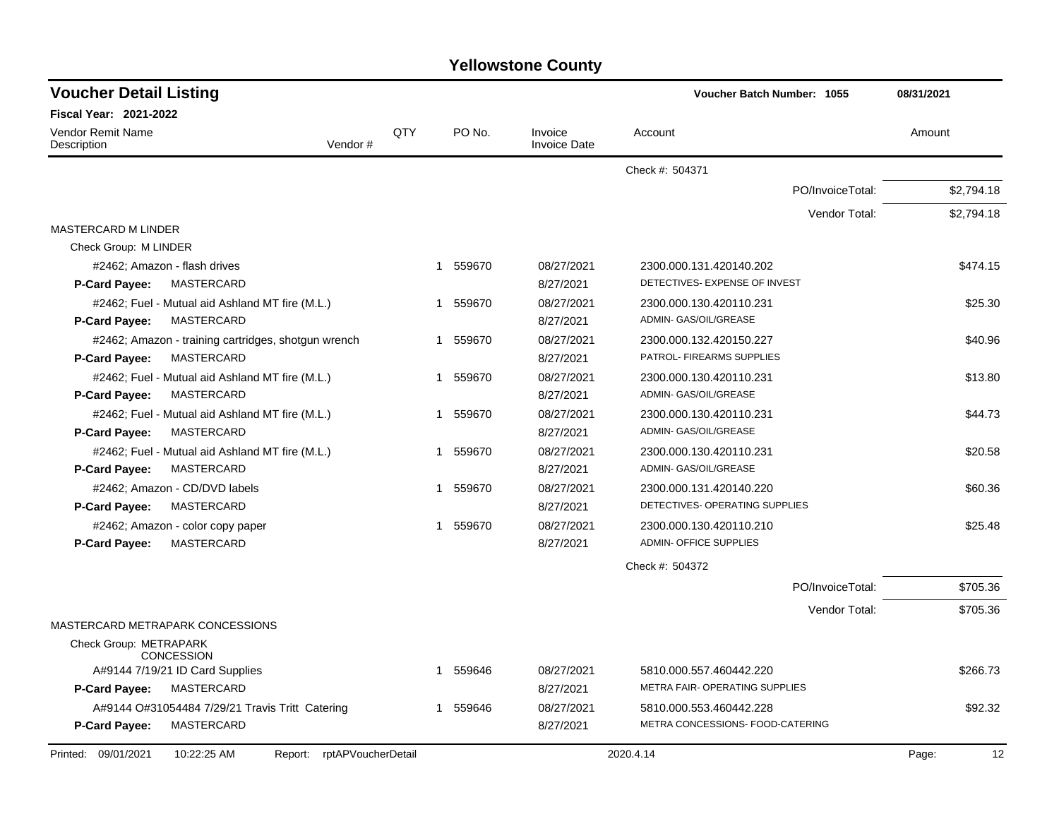# Yellowstone County

## Voucher Detail Listing

**Voucher Batch Number: 1055** — 08/31/2021

**Fiscal Year: 2021-2022**

| Vendor Remit Name / Description | Vendor # | QTY | PO No. | Invoice / Invoice Date | Account | Amount |
|---|---|---|---|---|---|---|
| | | | | | Check #: 504371 | |
| | | | | | PO/InvoiceTotal: | $2,794.18 |
| | | | | | Vendor Total: | $2,794.18 |
| **MASTERCARD M LINDER** | | | | | | |
| Check Group: M LINDER | | | | | | |
| #2462; Amazon - flash drives | | 1 | 559670 | 08/27/2021 | 2300.000.131.420140.202 | $474.15 |
| **P-Card Payee:** MASTERCARD | | | | 8/27/2021 | DETECTIVES- EXPENSE OF INVEST | |
| #2462; Fuel - Mutual aid Ashland MT fire (M.L.) | | 1 | 559670 | 08/27/2021 | 2300.000.130.420110.231 | $25.30 |
| **P-Card Payee:** MASTERCARD | | | | 8/27/2021 | ADMIN- GAS/OIL/GREASE | |
| #2462; Amazon - training cartridges, shotgun wrench | | 1 | 559670 | 08/27/2021 | 2300.000.132.420150.227 | $40.96 |
| **P-Card Payee:** MASTERCARD | | | | 8/27/2021 | PATROL- FIREARMS SUPPLIES | |
| #2462; Fuel - Mutual aid Ashland MT fire (M.L.) | | 1 | 559670 | 08/27/2021 | 2300.000.130.420110.231 | $13.80 |
| **P-Card Payee:** MASTERCARD | | | | 8/27/2021 | ADMIN- GAS/OIL/GREASE | |
| #2462; Fuel - Mutual aid Ashland MT fire (M.L.) | | 1 | 559670 | 08/27/2021 | 2300.000.130.420110.231 | $44.73 |
| **P-Card Payee:** MASTERCARD | | | | 8/27/2021 | ADMIN- GAS/OIL/GREASE | |
| #2462; Fuel - Mutual aid Ashland MT fire (M.L.) | | 1 | 559670 | 08/27/2021 | 2300.000.130.420110.231 | $20.58 |
| **P-Card Payee:** MASTERCARD | | | | 8/27/2021 | ADMIN- GAS/OIL/GREASE | |
| #2462; Amazon - CD/DVD labels | | 1 | 559670 | 08/27/2021 | 2300.000.131.420140.220 | $60.36 |
| **P-Card Payee:** MASTERCARD | | | | 8/27/2021 | DETECTIVES- OPERATING SUPPLIES | |
| #2462; Amazon - color copy paper | | 1 | 559670 | 08/27/2021 | 2300.000.130.420110.210 | $25.48 |
| **P-Card Payee:** MASTERCARD | | | | 8/27/2021 | ADMIN- OFFICE SUPPLIES | |
| | | | | | Check #: 504372 | |
| | | | | | PO/InvoiceTotal: | $705.36 |
| | | | | | Vendor Total: | $705.36 |
| **MASTERCARD METRAPARK CONCESSIONS** | | | | | | |
| Check Group: METRAPARK CONCESSION | | | | | | |
| A#9144 7/19/21 ID Card Supplies | | 1 | 559646 | 08/27/2021 | 5810.000.557.460442.220 | $266.73 |
| **P-Card Payee:** MASTERCARD | | | | 8/27/2021 | METRA FAIR- OPERATING SUPPLIES | |
| A#9144 O#31054484 7/29/21 Travis Tritt Catering | | 1 | 559646 | 08/27/2021 | 5810.000.553.460442.228 | $92.32 |
| **P-Card Payee:** MASTERCARD | | | | 8/27/2021 | METRA CONCESSIONS- FOOD-CATERING | |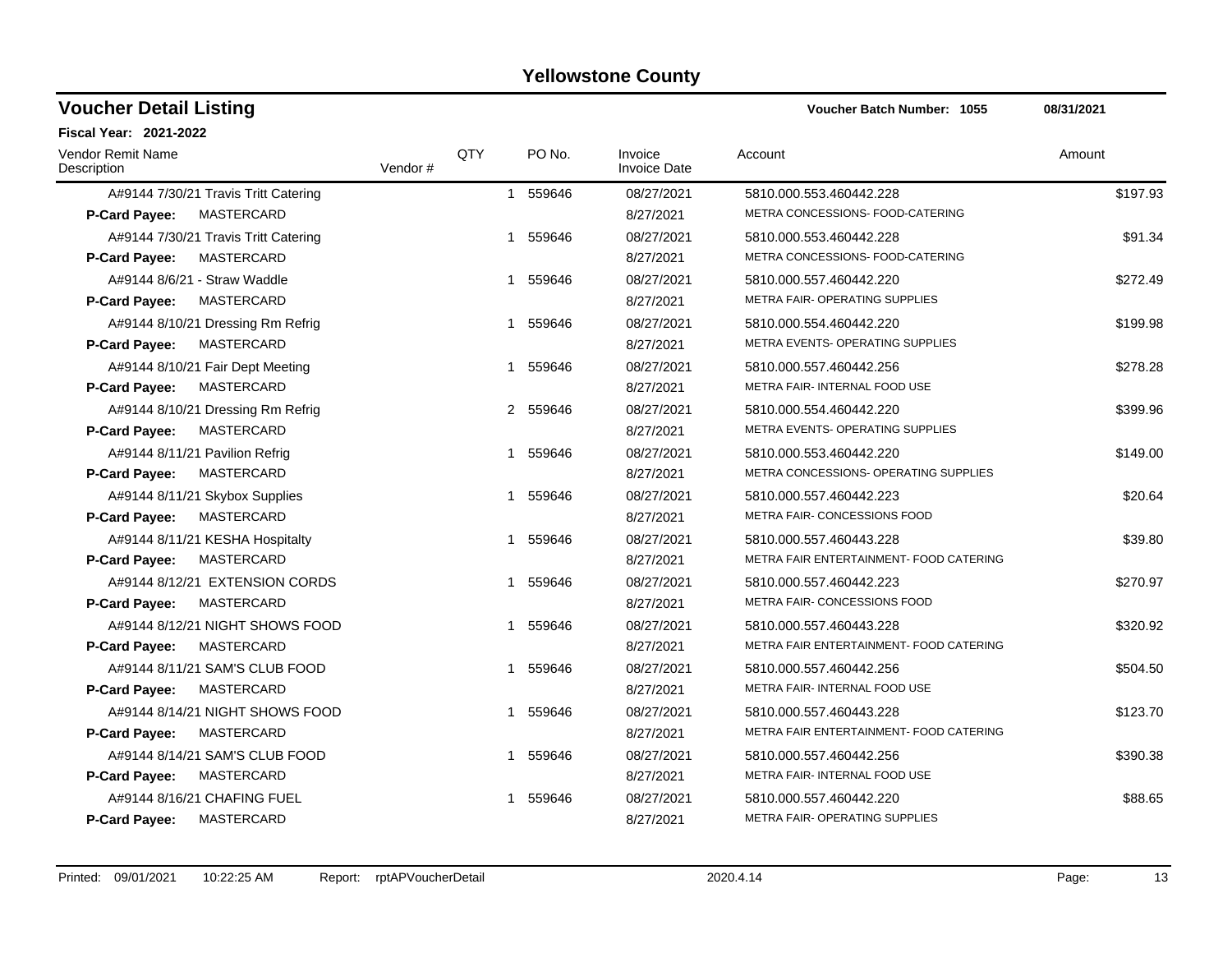# Yellowstone County

## Voucher Detail Listing

**Voucher Batch Number: 1055** 08/31/2021

**Fiscal Year: 2021-2022**

| Vendor Remit Name / Description | Vendor # | QTY | PO No. | Invoice / Invoice Date | Account | Amount |
|---|---|---|---|---|---|---|
| A#9144 7/30/21 Travis Tritt Catering | | 1 | 559646 | 08/27/2021 | 5810.000.553.460442.228 | $197.93 |
| **P-Card Payee:** MASTERCARD | | | | 8/27/2021 | METRA CONCESSIONS- FOOD-CATERING | |
| A#9144 7/30/21 Travis Tritt Catering | | 1 | 559646 | 08/27/2021 | 5810.000.553.460442.228 | $91.34 |
| **P-Card Payee:** MASTERCARD | | | | 8/27/2021 | METRA CONCESSIONS- FOOD-CATERING | |
| A#9144 8/6/21 - Straw Waddle | | 1 | 559646 | 08/27/2021 | 5810.000.557.460442.220 | $272.49 |
| **P-Card Payee:** MASTERCARD | | | | 8/27/2021 | METRA FAIR- OPERATING SUPPLIES | |
| A#9144 8/10/21 Dressing Rm Refrig | | 1 | 559646 | 08/27/2021 | 5810.000.554.460442.220 | $199.98 |
| **P-Card Payee:** MASTERCARD | | | | 8/27/2021 | METRA EVENTS- OPERATING SUPPLIES | |
| A#9144 8/10/21 Fair Dept Meeting | | 1 | 559646 | 08/27/2021 | 5810.000.557.460442.256 | $278.28 |
| **P-Card Payee:** MASTERCARD | | | | 8/27/2021 | METRA FAIR- INTERNAL FOOD USE | |
| A#9144 8/10/21 Dressing Rm Refrig | | 2 | 559646 | 08/27/2021 | 5810.000.554.460442.220 | $399.96 |
| **P-Card Payee:** MASTERCARD | | | | 8/27/2021 | METRA EVENTS- OPERATING SUPPLIES | |
| A#9144 8/11/21 Pavilion Refrig | | 1 | 559646 | 08/27/2021 | 5810.000.553.460442.220 | $149.00 |
| **P-Card Payee:** MASTERCARD | | | | 8/27/2021 | METRA CONCESSIONS- OPERATING SUPPLIES | |
| A#9144 8/11/21 Skybox Supplies | | 1 | 559646 | 08/27/2021 | 5810.000.557.460442.223 | $20.64 |
| **P-Card Payee:** MASTERCARD | | | | 8/27/2021 | METRA FAIR- CONCESSIONS FOOD | |
| A#9144 8/11/21 KESHA Hospitalty | | 1 | 559646 | 08/27/2021 | 5810.000.557.460443.228 | $39.80 |
| **P-Card Payee:** MASTERCARD | | | | 8/27/2021 | METRA FAIR ENTERTAINMENT- FOOD CATERING | |
| A#9144 8/12/21 EXTENSION CORDS | | 1 | 559646 | 08/27/2021 | 5810.000.557.460442.223 | $270.97 |
| **P-Card Payee:** MASTERCARD | | | | 8/27/2021 | METRA FAIR- CONCESSIONS FOOD | |
| A#9144 8/12/21 NIGHT SHOWS FOOD | | 1 | 559646 | 08/27/2021 | 5810.000.557.460443.228 | $320.92 |
| **P-Card Payee:** MASTERCARD | | | | 8/27/2021 | METRA FAIR ENTERTAINMENT- FOOD CATERING | |
| A#9144 8/11/21 SAM'S CLUB FOOD | | 1 | 559646 | 08/27/2021 | 5810.000.557.460442.256 | $504.50 |
| **P-Card Payee:** MASTERCARD | | | | 8/27/2021 | METRA FAIR- INTERNAL FOOD USE | |
| A#9144 8/14/21 NIGHT SHOWS FOOD | | 1 | 559646 | 08/27/2021 | 5810.000.557.460443.228 | $123.70 |
| **P-Card Payee:** MASTERCARD | | | | 8/27/2021 | METRA FAIR ENTERTAINMENT- FOOD CATERING | |
| A#9144 8/14/21 SAM'S CLUB FOOD | | 1 | 559646 | 08/27/2021 | 5810.000.557.460442.256 | $390.38 |
| **P-Card Payee:** MASTERCARD | | | | 8/27/2021 | METRA FAIR- INTERNAL FOOD USE | |
| A#9144 8/16/21 CHAFING FUEL | | 1 | 559646 | 08/27/2021 | 5810.000.557.460442.220 | $88.65 |
| **P-Card Payee:** MASTERCARD | | | | 8/27/2021 | METRA FAIR- OPERATING SUPPLIES | |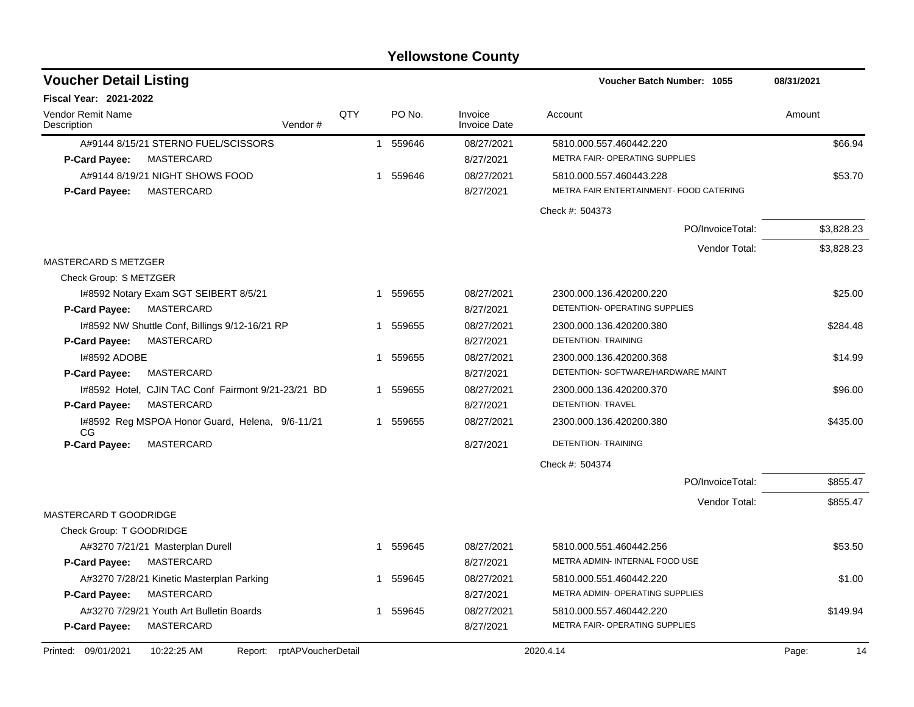# Yellowstone County

## Voucher Detail Listing

**Voucher Batch Number: 1055** — 08/31/2021

**Fiscal Year: 2021-2022**

| Vendor Remit Name / Description | Vendor # | QTY | PO No. | Invoice / Invoice Date | Account | Amount |
|---|---|---|---|---|---|---|
| A#9144 8/15/21 STERNO FUEL/SCISSORS | | 1 | 559646 | 08/27/2021 | 5810.000.557.460442.220 | $66.94 |
| **P-Card Payee:** MASTERCARD | | | | 8/27/2021 | METRA FAIR- OPERATING SUPPLIES | |
| A#9144 8/19/21 NIGHT SHOWS FOOD | | 1 | 559646 | 08/27/2021 | 5810.000.557.460443.228 | $53.70 |
| **P-Card Payee:** MASTERCARD | | | | 8/27/2021 | METRA FAIR ENTERTAINMENT- FOOD CATERING | |
| | | | | | Check #: 504373 | |
| | | | | | PO/InvoiceTotal: | $3,828.23 |
| | | | | | Vendor Total: | $3,828.23 |
| MASTERCARD S METZGER | | | | | | |
| Check Group: S METZGER | | | | | | |
| I#8592 Notary Exam SGT SEIBERT 8/5/21 | | 1 | 559655 | 08/27/2021 | 2300.000.136.420200.220 | $25.00 |
| **P-Card Payee:** MASTERCARD | | | | 8/27/2021 | DETENTION- OPERATING SUPPLIES | |
| I#8592 NW Shuttle Conf, Billings 9/12-16/21 RP | | 1 | 559655 | 08/27/2021 | 2300.000.136.420200.380 | $284.48 |
| **P-Card Payee:** MASTERCARD | | | | 8/27/2021 | DETENTION- TRAINING | |
| I#8592 ADOBE | | 1 | 559655 | 08/27/2021 | 2300.000.136.420200.368 | $14.99 |
| **P-Card Payee:** MASTERCARD | | | | 8/27/2021 | DETENTION- SOFTWARE/HARDWARE MAINT | |
| I#8592 Hotel, CJIN TAC Conf Fairmont 9/21-23/21 BD | | 1 | 559655 | 08/27/2021 | 2300.000.136.420200.370 | $96.00 |
| **P-Card Payee:** MASTERCARD | | | | 8/27/2021 | DETENTION- TRAVEL | |
| I#8592 Reg MSPOA Honor Guard, Helena, 9/6-11/21 CG | | 1 | 559655 | 08/27/2021 | 2300.000.136.420200.380 | $435.00 |
| **P-Card Payee:** MASTERCARD | | | | 8/27/2021 | DETENTION- TRAINING | |
| | | | | | Check #: 504374 | |
| | | | | | PO/InvoiceTotal: | $855.47 |
| | | | | | Vendor Total: | $855.47 |
| MASTERCARD T GOODRIDGE | | | | | | |
| Check Group: T GOODRIDGE | | | | | | |
| A#3270 7/21/21 Masterplan Durell | | 1 | 559645 | 08/27/2021 | 5810.000.551.460442.256 | $53.50 |
| **P-Card Payee:** MASTERCARD | | | | 8/27/2021 | METRA ADMIN- INTERNAL FOOD USE | |
| A#3270 7/28/21 Kinetic Masterplan Parking | | 1 | 559645 | 08/27/2021 | 5810.000.551.460442.220 | $1.00 |
| **P-Card Payee:** MASTERCARD | | | | 8/27/2021 | METRA ADMIN- OPERATING SUPPLIES | |
| A#3270 7/29/21 Youth Art Bulletin Boards | | 1 | 559645 | 08/27/2021 | 5810.000.557.460442.220 | $149.94 |
| **P-Card Payee:** MASTERCARD | | | | 8/27/2021 | METRA FAIR- OPERATING SUPPLIES | |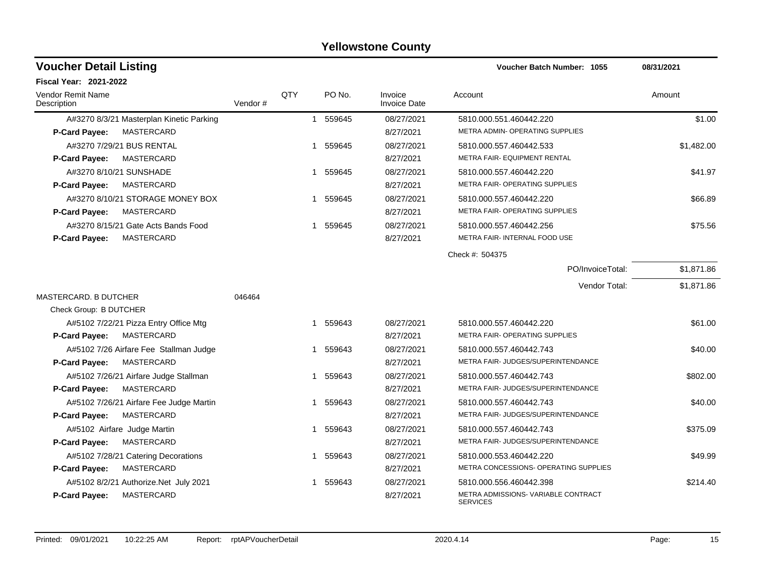# Yellowstone County

## Voucher Detail Listing

**Voucher Batch Number: 1055** 08/31/2021

**Fiscal Year: 2021-2022**

| Vendor Remit Name / Description | Vendor # | QTY | PO No. | Invoice / Invoice Date | Account | Amount |
|---|---|---|---|---|---|---|
| A#3270 8/3/21 Masterplan Kinetic Parking | | 1 | 559645 | 08/27/2021 | 5810.000.551.460442.220 | $1.00 |
| **P-Card Payee:** MASTERCARD | | | | 8/27/2021 | METRA ADMIN- OPERATING SUPPLIES | |
| A#3270 7/29/21 BUS RENTAL | | 1 | 559645 | 08/27/2021 | 5810.000.557.460442.533 | $1,482.00 |
| **P-Card Payee:** MASTERCARD | | | | 8/27/2021 | METRA FAIR- EQUIPMENT RENTAL | |
| A#3270 8/10/21 SUNSHADE | | 1 | 559645 | 08/27/2021 | 5810.000.557.460442.220 | $41.97 |
| **P-Card Payee:** MASTERCARD | | | | 8/27/2021 | METRA FAIR- OPERATING SUPPLIES | |
| A#3270 8/10/21 STORAGE MONEY BOX | | 1 | 559645 | 08/27/2021 | 5810.000.557.460442.220 | $66.89 |
| **P-Card Payee:** MASTERCARD | | | | 8/27/2021 | METRA FAIR- OPERATING SUPPLIES | |
| A#3270 8/15/21 Gate Acts Bands Food | | 1 | 559645 | 08/27/2021 | 5810.000.557.460442.256 | $75.56 |
| **P-Card Payee:** MASTERCARD | | | | 8/27/2021 | METRA FAIR- INTERNAL FOOD USE | |
| | | | | | Check #: 504375 | |
| | | | | | PO/InvoiceTotal: | $1,871.86 |
| | | | | | Vendor Total: | $1,871.86 |
| MASTERCARD. B DUTCHER | 046464 | | | | | |
| Check Group: B DUTCHER | | | | | | |
| A#5102 7/22/21 Pizza Entry Office Mtg | | 1 | 559643 | 08/27/2021 | 5810.000.557.460442.220 | $61.00 |
| **P-Card Payee:** MASTERCARD | | | | 8/27/2021 | METRA FAIR- OPERATING SUPPLIES | |
| A#5102 7/26 Airfare Fee Stallman Judge | | 1 | 559643 | 08/27/2021 | 5810.000.557.460442.743 | $40.00 |
| **P-Card Payee:** MASTERCARD | | | | 8/27/2021 | METRA FAIR- JUDGES/SUPERINTENDANCE | |
| A#5102 7/26/21 Airfare Judge Stallman | | 1 | 559643 | 08/27/2021 | 5810.000.557.460442.743 | $802.00 |
| **P-Card Payee:** MASTERCARD | | | | 8/27/2021 | METRA FAIR- JUDGES/SUPERINTENDANCE | |
| A#5102 7/26/21 Airfare Fee Judge Martin | | 1 | 559643 | 08/27/2021 | 5810.000.557.460442.743 | $40.00 |
| **P-Card Payee:** MASTERCARD | | | | 8/27/2021 | METRA FAIR- JUDGES/SUPERINTENDANCE | |
| A#5102 Airfare Judge Martin | | 1 | 559643 | 08/27/2021 | 5810.000.557.460442.743 | $375.09 |
| **P-Card Payee:** MASTERCARD | | | | 8/27/2021 | METRA FAIR- JUDGES/SUPERINTENDANCE | |
| A#5102 7/28/21 Catering Decorations | | 1 | 559643 | 08/27/2021 | 5810.000.553.460442.220 | $49.99 |
| **P-Card Payee:** MASTERCARD | | | | 8/27/2021 | METRA CONCESSIONS- OPERATING SUPPLIES | |
| A#5102 8/2/21 Authorize.Net July 2021 | | 1 | 559643 | 08/27/2021 | 5810.000.556.460442.398 | $214.40 |
| **P-Card Payee:** MASTERCARD | | | | 8/27/2021 | METRA ADMISSIONS- VARIABLE CONTRACT SERVICES | |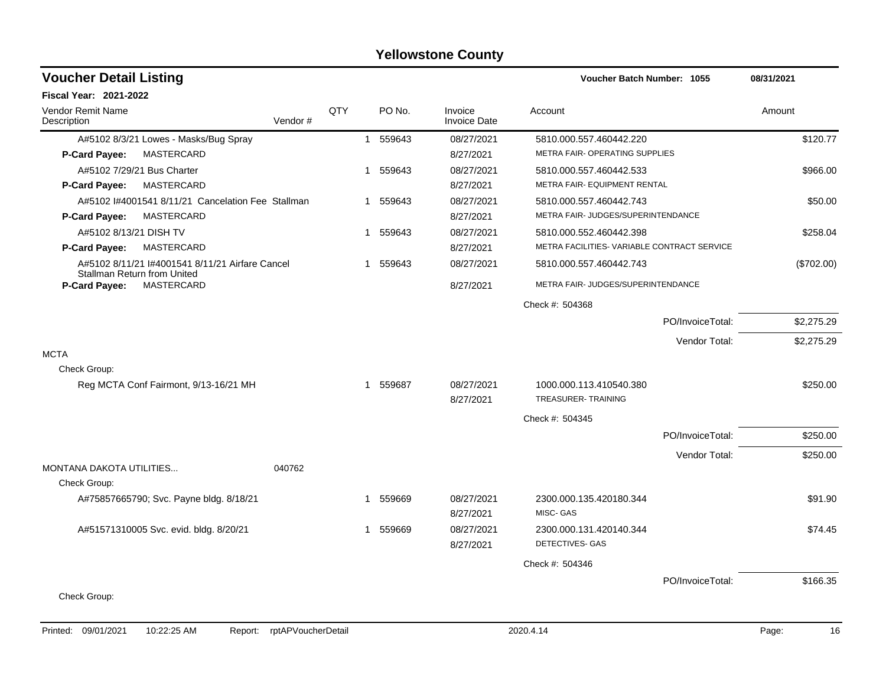# Yellowstone County

## Voucher Detail Listing

**Voucher Batch Number: 1055** — 08/31/2021

**Fiscal Year: 2021-2022**

| Vendor Remit Name / Description | Vendor # | QTY | PO No. | Invoice / Invoice Date | Account | Amount |
|---|---|---|---|---|---|---|
| A#5102 8/3/21 Lowes - Masks/Bug Spray | | 1 | 559643 | 08/27/2021 | 5810.000.557.460442.220 | $120.77 |
| **P-Card Payee:** MASTERCARD | | | | 8/27/2021 | METRA FAIR- OPERATING SUPPLIES | |
| A#5102 7/29/21 Bus Charter | | 1 | 559643 | 08/27/2021 | 5810.000.557.460442.533 | $966.00 |
| **P-Card Payee:** MASTERCARD | | | | 8/27/2021 | METRA FAIR- EQUIPMENT RENTAL | |
| A#5102 I#4001541 8/11/21 Cancelation Fee Stallman | | 1 | 559643 | 08/27/2021 | 5810.000.557.460442.743 | $50.00 |
| **P-Card Payee:** MASTERCARD | | | | 8/27/2021 | METRA FAIR- JUDGES/SUPERINTENDANCE | |
| A#5102 8/13/21 DISH TV | | 1 | 559643 | 08/27/2021 | 5810.000.552.460442.398 | $258.04 |
| **P-Card Payee:** MASTERCARD | | | | 8/27/2021 | METRA FACILITIES- VARIABLE CONTRACT SERVICE | |
| A#5102 8/11/21 I#4001541 8/11/21 Airfare Cancel Stallman Return from United | | 1 | 559643 | 08/27/2021 | 5810.000.557.460442.743 | ($702.00) |
| **P-Card Payee:** MASTERCARD | | | | 8/27/2021 | METRA FAIR- JUDGES/SUPERINTENDANCE | |
| | | | | | Check #: 504368 | |
| | | | | | PO/InvoiceTotal: | $2,275.29 |
| | | | | | Vendor Total: | $2,275.29 |
| **MCTA** | | | | | | |
| Check Group: | | | | | | |
| Reg MCTA Conf Fairmont, 9/13-16/21 MH | | 1 | 559687 | 08/27/2021 | 1000.000.113.410540.380 | $250.00 |
| | | | | 8/27/2021 | TREASURER- TRAINING | |
| | | | | | Check #: 504345 | |
| | | | | | PO/InvoiceTotal: | $250.00 |
| | | | | | Vendor Total: | $250.00 |
| **MONTANA DAKOTA UTILITIES...** | 040762 | | | | | |
| Check Group: | | | | | | |
| A#75857665790; Svc. Payne bldg. 8/18/21 | | 1 | 559669 | 08/27/2021 | 2300.000.135.420180.344 | $91.90 |
| | | | | 8/27/2021 | MISC- GAS | |
| A#51571310005 Svc. evid. bldg. 8/20/21 | | 1 | 559669 | 08/27/2021 | 2300.000.131.420140.344 | $74.45 |
| | | | | 8/27/2021 | DETECTIVES- GAS | |
| | | | | | Check #: 504346 | |
| | | | | | PO/InvoiceTotal: | $166.35 |
| Check Group: | | | | | | |

Printed: 09/01/2021 10:22:25 AM Report: rptAPVoucherDetail 2020.4.14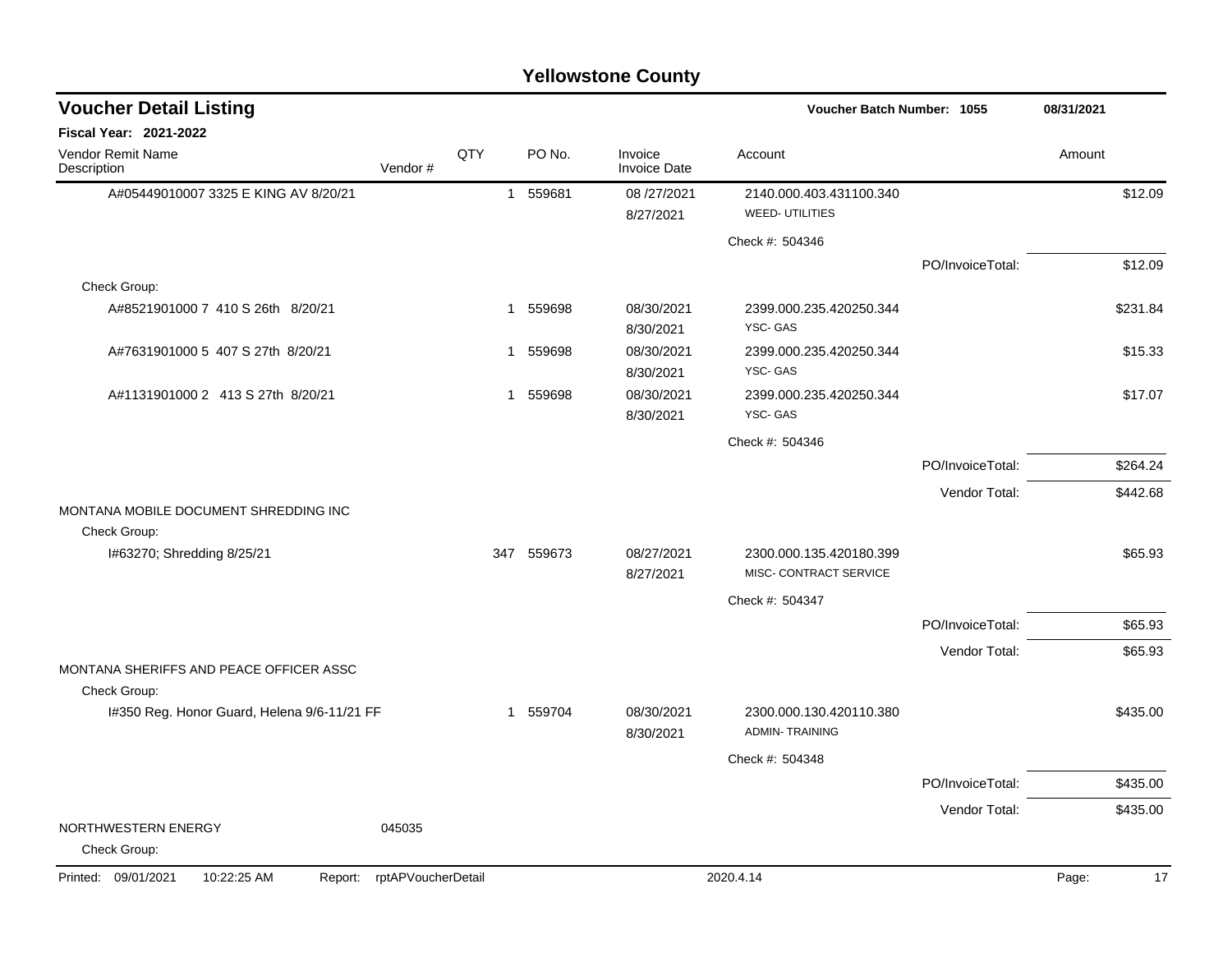# Yellowstone County

## Voucher Detail Listing

Voucher Batch Number: 1055 — 08/31/2021

**Fiscal Year: 2021-2022**

| Vendor Remit Name / Description | Vendor # | QTY | PO No. | Invoice / Invoice Date | Account | | Amount |
|---|---|---|---|---|---|---|---|
| A#05449010007 3325 E KING AV 8/20/21 | | 1 | 559681 | 08 /27/2021<br>8/27/2021 | 2140.000.403.431100.340<br>WEED- UTILITIES | | $12.09 |
| | | | | | Check #: 504346 | | |
| | | | | | | PO/InvoiceTotal: | $12.09 |
| Check Group: | | | | | | | |
| A#8521901000 7 410 S 26th 8/20/21 | | 1 | 559698 | 08/30/2021<br>8/30/2021 | 2399.000.235.420250.344<br>YSC- GAS | | $231.84 |
| A#7631901000 5 407 S 27th 8/20/21 | | 1 | 559698 | 08/30/2021<br>8/30/2021 | 2399.000.235.420250.344<br>YSC- GAS | | $15.33 |
| A#1131901000 2 413 S 27th 8/20/21 | | 1 | 559698 | 08/30/2021<br>8/30/2021 | 2399.000.235.420250.344<br>YSC- GAS | | $17.07 |
| | | | | | Check #: 504346 | | |
| | | | | | | PO/InvoiceTotal: | $264.24 |
| | | | | | | Vendor Total: | $442.68 |
| MONTANA MOBILE DOCUMENT SHREDDING INC | | | | | | | |
| Check Group: | | | | | | | |
| I#63270; Shredding 8/25/21 | | 347 | 559673 | 08/27/2021<br>8/27/2021 | 2300.000.135.420180.399<br>MISC- CONTRACT SERVICE | | $65.93 |
| | | | | | Check #: 504347 | | |
| | | | | | | PO/InvoiceTotal: | $65.93 |
| | | | | | | Vendor Total: | $65.93 |
| MONTANA SHERIFFS AND PEACE OFFICER ASSC | | | | | | | |
| Check Group: | | | | | | | |
| I#350 Reg. Honor Guard, Helena 9/6-11/21 FF | | 1 | 559704 | 08/30/2021<br>8/30/2021 | 2300.000.130.420110.380<br>ADMIN- TRAINING | | $435.00 |
| | | | | | Check #: 504348 | | |
| | | | | | | PO/InvoiceTotal: | $435.00 |
| | | | | | | Vendor Total: | $435.00 |
| NORTHWESTERN ENERGY | 045035 | | | | | | |
| Check Group: | | | | | | | |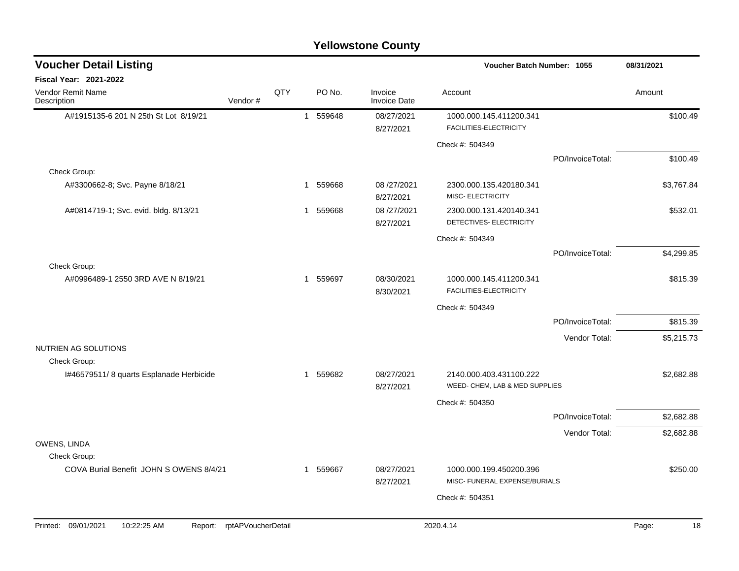# Yellowstone County

## Voucher Detail Listing

**Voucher Batch Number: 1055** — 08/31/2021

**Fiscal Year: 2021-2022**

| Vendor Remit Name / Description | Vendor # | QTY | PO No. | Invoice / Invoice Date | Account | Amount |
|---|---|---|---|---|---|---|
| A#1915135-6 201 N 25th St Lot 8/19/21 | | 1 | 559648 | 08/27/2021<br>8/27/2021 | 1000.000.145.411200.341<br>FACILITIES-ELECTRICITY | $100.49 |
| | | | | | Check #: 504349 | |
| | | | | | PO/InvoiceTotal: | $100.49 |
| Check Group: | | | | | | |
| A#3300662-8; Svc. Payne 8/18/21 | | 1 | 559668 | 08 /27/2021<br>8/27/2021 | 2300.000.135.420180.341<br>MISC- ELECTRICITY | $3,767.84 |
| A#0814719-1; Svc. evid. bldg. 8/13/21 | | 1 | 559668 | 08 /27/2021<br>8/27/2021 | 2300.000.131.420140.341<br>DETECTIVES- ELECTRICITY | $532.01 |
| | | | | | Check #: 504349 | |
| | | | | | PO/InvoiceTotal: | $4,299.85 |
| Check Group: | | | | | | |
| A#0996489-1 2550 3RD AVE N 8/19/21 | | 1 | 559697 | 08/30/2021<br>8/30/2021 | 1000.000.145.411200.341<br>FACILITIES-ELECTRICITY | $815.39 |
| | | | | | Check #: 504349 | |
| | | | | | PO/InvoiceTotal: | $815.39 |
| | | | | | Vendor Total: | $5,215.73 |
| NUTRIEN AG SOLUTIONS | | | | | | |
| Check Group: | | | | | | |
| I#46579511/ 8 quarts Esplanade Herbicide | | 1 | 559682 | 08/27/2021<br>8/27/2021 | 2140.000.403.431100.222<br>WEED- CHEM, LAB & MED SUPPLIES | $2,682.88 |
| | | | | | Check #: 504350 | |
| | | | | | PO/InvoiceTotal: | $2,682.88 |
| | | | | | Vendor Total: | $2,682.88 |
| OWENS, LINDA | | | | | | |
| Check Group: | | | | | | |
| COVA Burial Benefit JOHN S OWENS 8/4/21 | | 1 | 559667 | 08/27/2021<br>8/27/2021 | 1000.000.199.450200.396<br>MISC- FUNERAL EXPENSE/BURIALS | $250.00 |
| | | | | | Check #: 504351 | |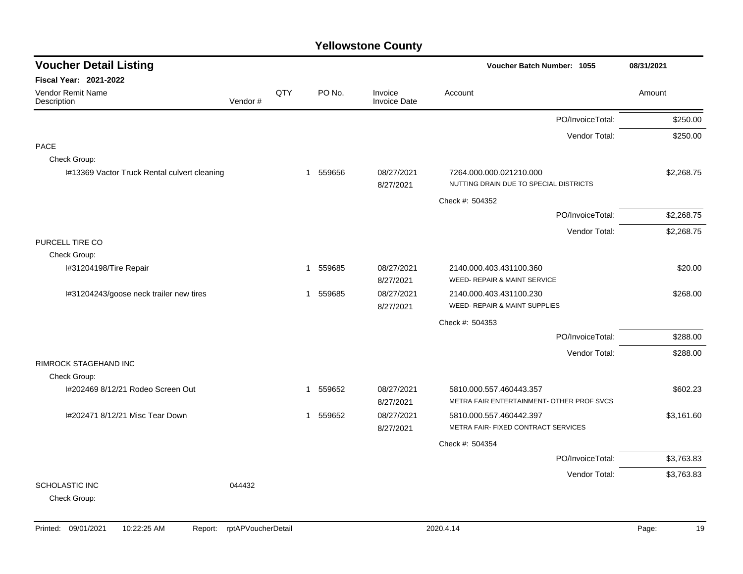# Yellowstone County

## Voucher Detail Listing

**Voucher Batch Number: 1055** | **08/31/2021**

**Fiscal Year: 2021-2022**

| Vendor Remit Name / Description | Vendor # | QTY | PO No. | Invoice / Invoice Date | Account | Amount |
|---|---|---|---|---|---|---|
| | | | | | PO/InvoiceTotal: | $250.00 |
| | | | | | Vendor Total: | $250.00 |
| PACE | | | | | | |
| Check Group: | | | | | | |
| I#13369 Vactor Truck Rental culvert cleaning | | 1 | 559656 | 08/27/2021 8/27/2021 | 7264.000.000.021210.000 NUTTING DRAIN DUE TO SPECIAL DISTRICTS | $2,268.75 |
| | | | | | Check #: 504352 | |
| | | | | | PO/InvoiceTotal: | $2,268.75 |
| | | | | | Vendor Total: | $2,268.75 |
| PURCELL TIRE CO | | | | | | |
| Check Group: | | | | | | |
| I#31204198/Tire Repair | | 1 | 559685 | 08/27/2021 8/27/2021 | 2140.000.403.431100.360 WEED- REPAIR & MAINT SERVICE | $20.00 |
| I#31204243/goose neck trailer new tires | | 1 | 559685 | 08/27/2021 8/27/2021 | 2140.000.403.431100.230 WEED- REPAIR & MAINT SUPPLIES | $268.00 |
| | | | | | Check #: 504353 | |
| | | | | | PO/InvoiceTotal: | $288.00 |
| | | | | | Vendor Total: | $288.00 |
| RIMROCK STAGEHAND INC | | | | | | |
| Check Group: | | | | | | |
| I#202469 8/12/21 Rodeo Screen Out | | 1 | 559652 | 08/27/2021 8/27/2021 | 5810.000.557.460443.357 METRA FAIR ENTERTAINMENT- OTHER PROF SVCS | $602.23 |
| I#202471 8/12/21 Misc Tear Down | | 1 | 559652 | 08/27/2021 8/27/2021 | 5810.000.557.460442.397 METRA FAIR- FIXED CONTRACT SERVICES | $3,161.60 |
| | | | | | Check #: 504354 | |
| | | | | | PO/InvoiceTotal: | $3,763.83 |
| | | | | | Vendor Total: | $3,763.83 |
| SCHOLASTIC INC | 044432 | | | | | |
| Check Group: | | | | | | |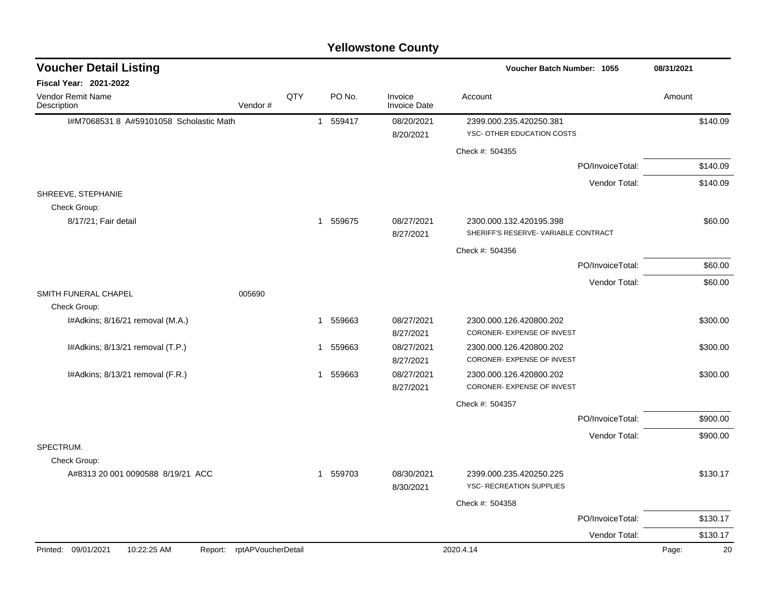# Yellowstone County

## Voucher Detail Listing

**Voucher Batch Number: 1055** — 08/31/2021

**Fiscal Year: 2021-2022**

| Vendor Remit Name / Description | Vendor # | QTY | PO No. | Invoice / Invoice Date | Account | Amount |
|---|---|---|---|---|---|---|
| I#M7068531 8 A#59101058 Scholastic Math | | 1 | 559417 | 08/20/2021 / 8/20/2021 | 2399.000.235.420250.381 YSC- OTHER EDUCATION COSTS | $140.09 |
| | | | | | Check #: 504355 | |
| | | | | | PO/InvoiceTotal: | $140.09 |
| | | | | | Vendor Total: | $140.09 |
| SHREEVE, STEPHANIE | | | | | | |
| Check Group: | | | | | | |
| 8/17/21; Fair detail | | 1 | 559675 | 08/27/2021 / 8/27/2021 | 2300.000.132.420195.398 SHERIFF'S RESERVE- VARIABLE CONTRACT | $60.00 |
| | | | | | Check #: 504356 | |
| | | | | | PO/InvoiceTotal: | $60.00 |
| | | | | | Vendor Total: | $60.00 |
| SMITH FUNERAL CHAPEL | 005690 | | | | | |
| Check Group: | | | | | | |
| I#Adkins; 8/16/21 removal (M.A.) | | 1 | 559663 | 08/27/2021 / 8/27/2021 | 2300.000.126.420800.202 CORONER- EXPENSE OF INVEST | $300.00 |
| I#Adkins; 8/13/21 removal (T.P.) | | 1 | 559663 | 08/27/2021 / 8/27/2021 | 2300.000.126.420800.202 CORONER- EXPENSE OF INVEST | $300.00 |
| I#Adkins; 8/13/21 removal (F.R.) | | 1 | 559663 | 08/27/2021 / 8/27/2021 | 2300.000.126.420800.202 CORONER- EXPENSE OF INVEST | $300.00 |
| | | | | | Check #: 504357 | |
| | | | | | PO/InvoiceTotal: | $900.00 |
| | | | | | Vendor Total: | $900.00 |
| SPECTRUM. | | | | | | |
| Check Group: | | | | | | |
| A#8313 20 001 0090588 8/19/21 ACC | | 1 | 559703 | 08/30/2021 / 8/30/2021 | 2399.000.235.420250.225 YSC- RECREATION SUPPLIES | $130.17 |
| | | | | | Check #: 504358 | |
| | | | | | PO/InvoiceTotal: | $130.17 |
| | | | | | Vendor Total: | $130.17 |

Printed: 09/01/2021 10:22:25 AM Report: rptAPVoucherDetail 2020.4.14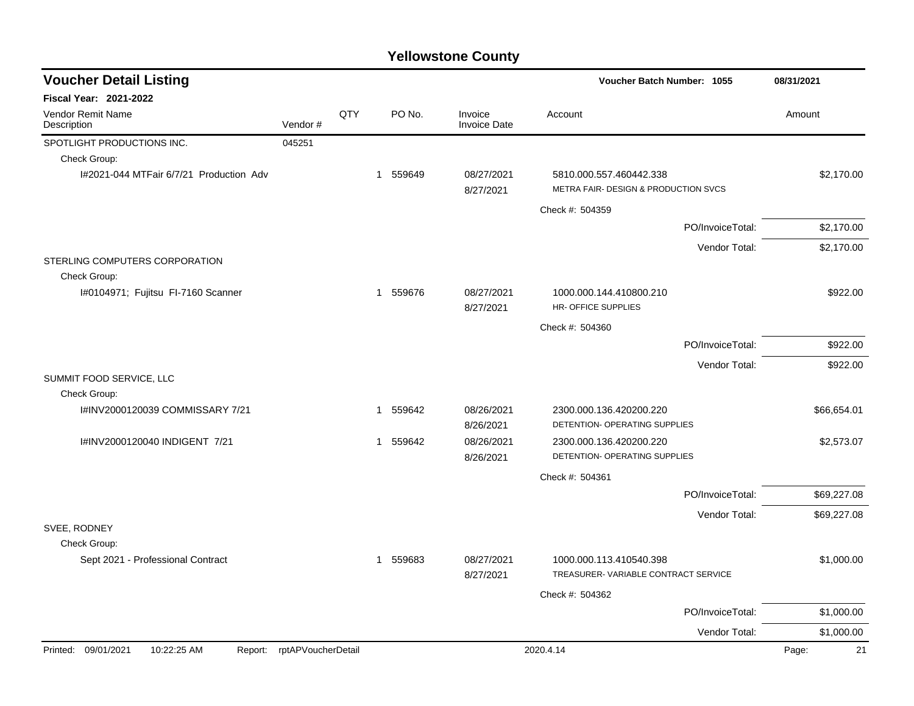# Yellowstone County

## Voucher Detail Listing

**Voucher Batch Number: 1055** — 08/31/2021

**Fiscal Year: 2021-2022**

| Vendor Remit Name / Description | Vendor # | QTY | PO No. | Invoice / Invoice Date | Account | Amount |
|---|---|---|---|---|---|---|
| SPOTLIGHT PRODUCTIONS INC. | 045251 | | | | | |
| Check Group: | | | | | | |
| I#2021-044 MTFair 6/7/21 Production Adv | | 1 | 559649 | 08/27/2021 8/27/2021 | 5810.000.557.460442.338 METRA FAIR- DESIGN & PRODUCTION SVCS | $2,170.00 |
| | | | | | Check #: 504359 | |
| | | | | | PO/InvoiceTotal: | $2,170.00 |
| | | | | | Vendor Total: | $2,170.00 |
| STERLING COMPUTERS CORPORATION | | | | | | |
| Check Group: | | | | | | |
| I#0104971; Fujitsu FI-7160 Scanner | | 1 | 559676 | 08/27/2021 8/27/2021 | 1000.000.144.410800.210 HR- OFFICE SUPPLIES | $922.00 |
| | | | | | Check #: 504360 | |
| | | | | | PO/InvoiceTotal: | $922.00 |
| | | | | | Vendor Total: | $922.00 |
| SUMMIT FOOD SERVICE, LLC | | | | | | |
| Check Group: | | | | | | |
| I#INV2000120039 COMMISSARY 7/21 | | 1 | 559642 | 08/26/2021 8/26/2021 | 2300.000.136.420200.220 DETENTION- OPERATING SUPPLIES | $66,654.01 |
| I#INV2000120040 INDIGENT 7/21 | | 1 | 559642 | 08/26/2021 8/26/2021 | 2300.000.136.420200.220 DETENTION- OPERATING SUPPLIES | $2,573.07 |
| | | | | | Check #: 504361 | |
| | | | | | PO/InvoiceTotal: | $69,227.08 |
| | | | | | Vendor Total: | $69,227.08 |
| SVEE, RODNEY | | | | | | |
| Check Group: | | | | | | |
| Sept 2021 - Professional Contract | | 1 | 559683 | 08/27/2021 8/27/2021 | 1000.000.113.410540.398 TREASURER- VARIABLE CONTRACT SERVICE | $1,000.00 |
| | | | | | Check #: 504362 | |
| | | | | | PO/InvoiceTotal: | $1,000.00 |
| | | | | | Vendor Total: | $1,000.00 |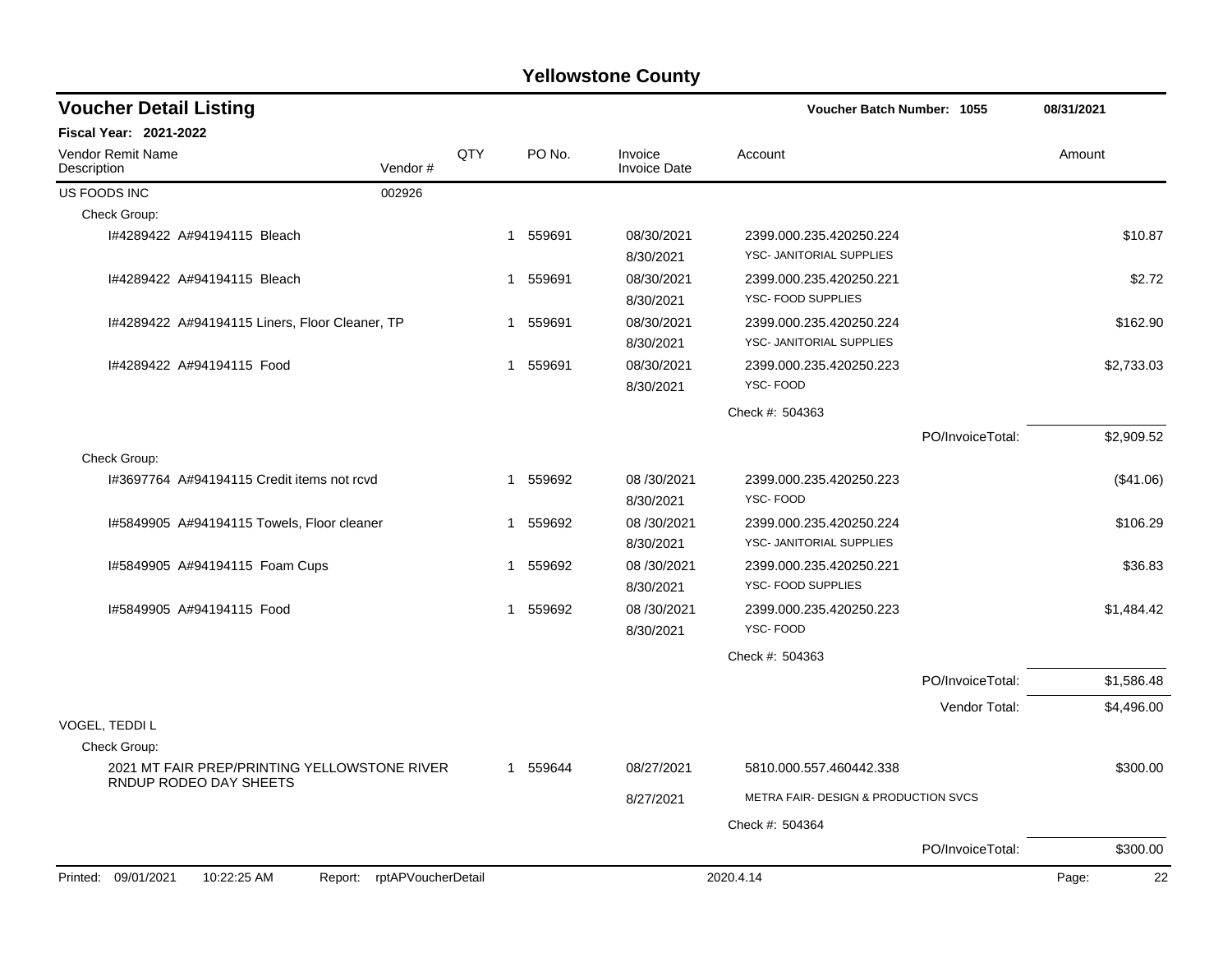# Yellowstone County

## Voucher Detail Listing

**Voucher Batch Number: 1055** | **08/31/2021**

**Fiscal Year: 2021-2022**

| Vendor Remit Name / Description | Vendor # | QTY | PO No. | Invoice / Invoice Date | Account | Amount |
|---|---|---|---|---|---|---|
| US FOODS INC | 002926 | | | | | |
| Check Group: | | | | | | |
| I#4289422 A#94194115 Bleach | | 1 | 559691 | 08/30/2021 / 8/30/2021 | 2399.000.235.420250.224 / YSC- JANITORIAL SUPPLIES | $10.87 |
| I#4289422 A#94194115 Bleach | | 1 | 559691 | 08/30/2021 / 8/30/2021 | 2399.000.235.420250.221 / YSC- FOOD SUPPLIES | $2.72 |
| I#4289422 A#94194115 Liners, Floor Cleaner, TP | | 1 | 559691 | 08/30/2021 / 8/30/2021 | 2399.000.235.420250.224 / YSC- JANITORIAL SUPPLIES | $162.90 |
| I#4289422 A#94194115 Food | | 1 | 559691 | 08/30/2021 / 8/30/2021 | 2399.000.235.420250.223 / YSC- FOOD | $2,733.03 |
| | | | | | Check #: 504363 | |
| | | | | | PO/InvoiceTotal: | $2,909.52 |
| Check Group: | | | | | | |
| I#3697764 A#94194115 Credit items not rcvd | | 1 | 559692 | 08 /30/2021 / 8/30/2021 | 2399.000.235.420250.223 / YSC- FOOD | ($41.06) |
| I#5849905 A#94194115 Towels, Floor cleaner | | 1 | 559692 | 08 /30/2021 / 8/30/2021 | 2399.000.235.420250.224 / YSC- JANITORIAL SUPPLIES | $106.29 |
| I#5849905 A#94194115 Foam Cups | | 1 | 559692 | 08 /30/2021 / 8/30/2021 | 2399.000.235.420250.221 / YSC- FOOD SUPPLIES | $36.83 |
| I#5849905 A#94194115 Food | | 1 | 559692 | 08 /30/2021 / 8/30/2021 | 2399.000.235.420250.223 / YSC- FOOD | $1,484.42 |
| | | | | | Check #: 504363 | |
| | | | | | PO/InvoiceTotal: | $1,586.48 |
| | | | | | Vendor Total: | $4,496.00 |
| VOGEL, TEDDI L | | | | | | |
| Check Group: | | | | | | |
| 2021 MT FAIR PREP/PRINTING YELLOWSTONE RIVER RNDUP RODEO DAY SHEETS | | 1 | 559644 | 08/27/2021 / 8/27/2021 | 5810.000.557.460442.338 / METRA FAIR- DESIGN & PRODUCTION SVCS | $300.00 |
| | | | | | Check #: 504364 | |
| | | | | | PO/InvoiceTotal: | $300.00 |

Printed: 09/01/2021 10:22:25 AM Report: rptAPVoucherDetail 2020.4.14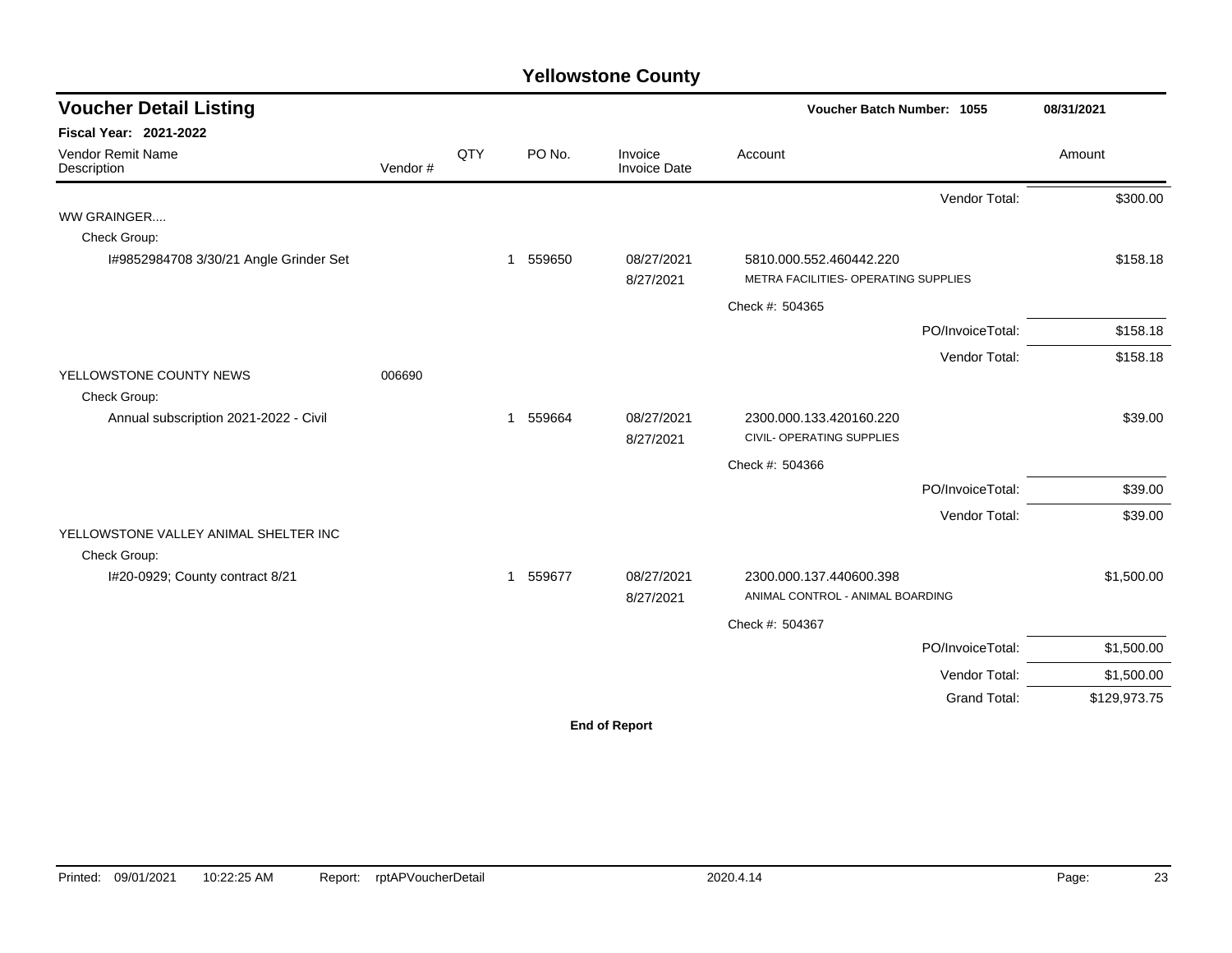# Yellowstone County

## Voucher Detail Listing

**Voucher Batch Number: 1055** 08/31/2021

**Fiscal Year: 2021-2022**

| Vendor Remit Name / Description | Vendor # | QTY | PO No. | Invoice / Invoice Date | Account | Amount |
|---|---|---|---|---|---|---|
| | | | | | Vendor Total: | $300.00 |
| WW GRAINGER.... | | | | | | |
| Check Group: | | | | | | |
| I#9852984708 3/30/21 Angle Grinder Set | | 1 | 559650 | 08/27/2021 8/27/2021 | 5810.000.552.460442.220 METRA FACILITIES- OPERATING SUPPLIES | $158.18 |
| | | | | | Check #: 504365 | |
| | | | | | PO/InvoiceTotal: | $158.18 |
| | | | | | Vendor Total: | $158.18 |
| YELLOWSTONE COUNTY NEWS | 006690 | | | | | |
| Check Group: | | | | | | |
| Annual subscription 2021-2022 - Civil | | 1 | 559664 | 08/27/2021 8/27/2021 | 2300.000.133.420160.220 CIVIL- OPERATING SUPPLIES | $39.00 |
| | | | | | Check #: 504366 | |
| | | | | | PO/InvoiceTotal: | $39.00 |
| | | | | | Vendor Total: | $39.00 |
| YELLOWSTONE VALLEY ANIMAL SHELTER INC | | | | | | |
| Check Group: | | | | | | |
| I#20-0929; County contract 8/21 | | 1 | 559677 | 08/27/2021 8/27/2021 | 2300.000.137.440600.398 ANIMAL CONTROL - ANIMAL BOARDING | $1,500.00 |
| | | | | | Check #: 504367 | |
| | | | | | PO/InvoiceTotal: | $1,500.00 |
| | | | | | Vendor Total: | $1,500.00 |
| | | | | | Grand Total: | $129,973.75 |

**End of Report**